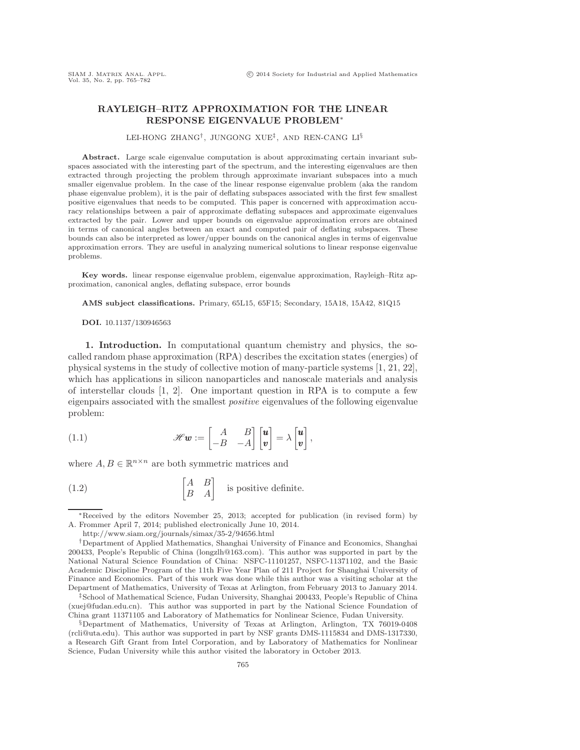# RAYLEIGH–RITZ APPROXIMATION FOR THE LINEAR RESPONSE EIGENVALUE PROBLEM*

LEI-HONG ZHANG†, JUNGONG XUE‡, AND REN-CANG LI§

**Abstract.** Large scale eigenvalue computation is about approximating certain invariant subspaces associated with the interesting part of the spectrum, and the interesting eigenvalues are then extracted through projecting the problem through approximate invariant subspaces into a much smaller eigenvalue problem. In the case of the linear response eigenvalue problem (aka the random phase eigenvalue problem), it is the pair of deflating subspaces associated with the first few smallest positive eigenvalues that needs to be computed. This paper is concerned with approximation accuracy relationships between a pair of approximate deflating subspaces and approximate eigenvalues extracted by the pair. Lower and upper bounds on eigenvalue approximation errors are obtained in terms of canonical angles between an exact and computed pair of deflating subspaces. These bounds can also be interpreted as lower/upper bounds on the canonical angles in terms of eigenvalue approximation errors. They are useful in analyzing numerical solutions to linear response eigenvalue problems.

**Key words.** linear response eigenvalue problem, eigenvalue approximation, Rayleigh–Ritz approximation, canonical angles, deflating subspace, error bounds

**AMS subject classifications.** Primary, 65L15, 65F15; Secondary, 15A18, 15A42, 81Q15

**DOI.** 10.1137/130946563

## 1. Introduction.

In computational quantum chemistry and physics, the so-called random phase approximation (RPA) describes the excitation states (energies) of physical systems in the study of collective motion of many-particle systems [1, 21, 22], which has applications in silicon nanoparticles and nanoscale materials and analysis of interstellar clouds [1, 2]. One important question in RPA is to compute a few eigenpairs associated with the smallest *positive* eigenvalues of the following eigenvalue problem:

$$\mathscr{H}\boldsymbol{w} := \begin{bmatrix} A & B \\ -B & -A \end{bmatrix} \begin{bmatrix} \boldsymbol{u} \\ \boldsymbol{v} \end{bmatrix} = \lambda \begin{bmatrix} \boldsymbol{u} \\ \boldsymbol{v} \end{bmatrix}, \tag{1.1}$$

where $A, B \in \mathbb{R}^{n\times n}$ are both symmetric matrices and

$$\begin{bmatrix} A & B \\ B & A \end{bmatrix} \quad \text{is positive definite.} \tag{1.2}$$

---

*Received by the editors November 25, 2013; accepted for publication (in revised form) by A. Frommer April 7, 2014; published electronically June 10, 2014.

http://www.siam.org/journals/simax/35-2/94656.html

†Department of Applied Mathematics, Shanghai University of Finance and Economics, Shanghai 200433, People's Republic of China (longzlh@163.com). This author was supported in part by the National Natural Science Foundation of China: NSFC-11101257, NSFC-11371102, and the Basic Academic Discipline Program of the 11th Five Year Plan of 211 Project for Shanghai University of Finance and Economics. Part of this work was done while this author was a visiting scholar at the Department of Mathematics, University of Texas at Arlington, from February 2013 to January 2014.

‡School of Mathematical Science, Fudan University, Shanghai 200433, People's Republic of China (xuej@fudan.edu.cn). This author was supported in part by the National Science Foundation of China grant 11371105 and Laboratory of Mathematics for Nonlinear Science, Fudan University.

§Department of Mathematics, University of Texas at Arlington, Arlington, TX 76019-0408 (rcli@uta.edu). This author was supported in part by NSF grants DMS-1115834 and DMS-1317330, a Research Gift Grant from Intel Corporation, and by Laboratory of Mathematics for Nonlinear Science, Fudan University while this author visited the laboratory in October 2013.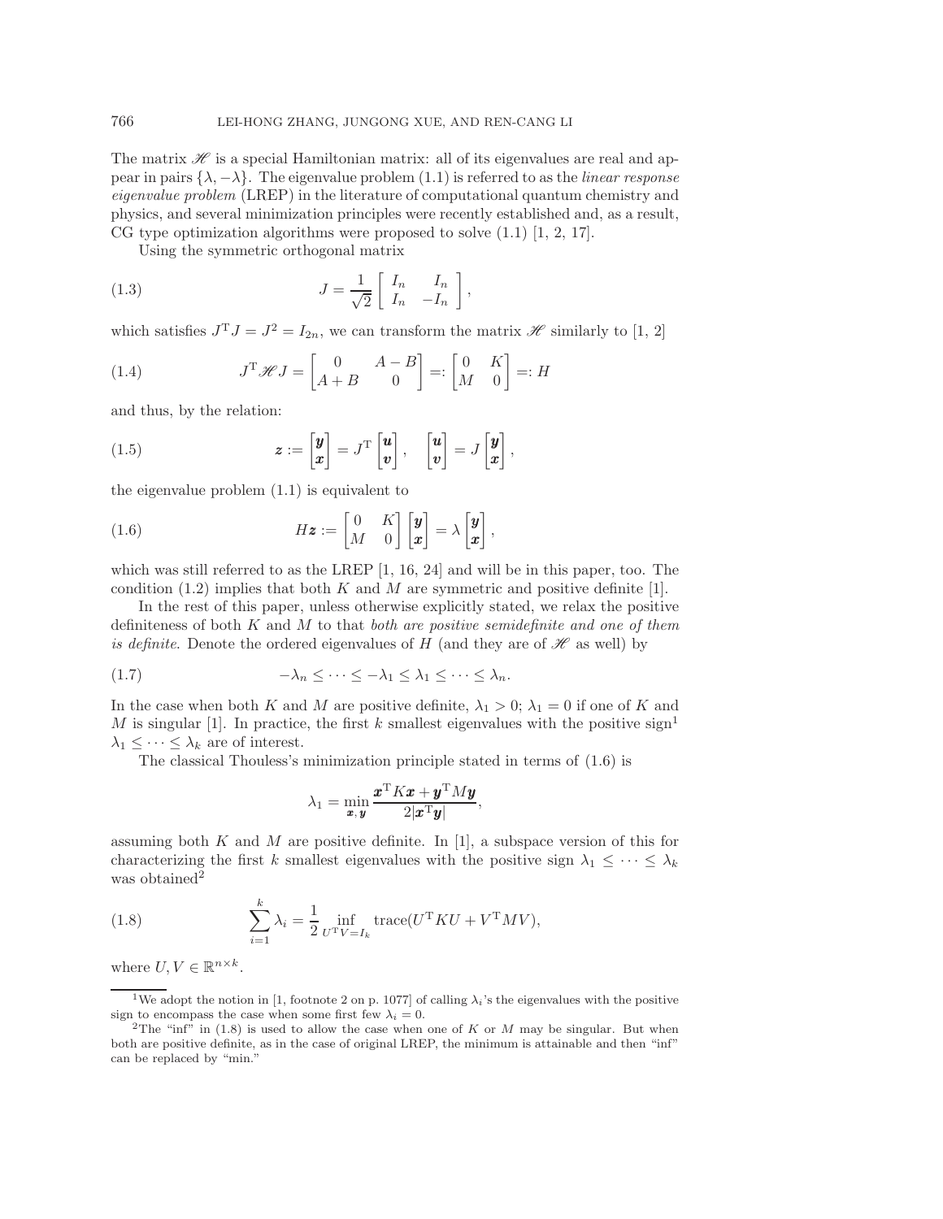The matrix $\mathscr{H}$ is a special Hamiltonian matrix: all of its eigenvalues are real and appear in pairs $\{\lambda, -\lambda\}$. The eigenvalue problem (1.1) is referred to as the *linear response eigenvalue problem* (LREP) in the literature of computational quantum chemistry and physics, and several minimization principles were recently established and, as a result, CG type optimization algorithms were proposed to solve (1.1) [1, 2, 17].

Using the symmetric orthogonal matrix

$$J = \frac{1}{\sqrt{2}} \begin{bmatrix} I_n & I_n \\ I_n & -I_n \end{bmatrix}, \tag{1.3}$$

which satisfies $J^{\mathrm{T}}J = J^2 = I_{2n}$, we can transform the matrix $\mathscr{H}$ similarly to [1, 2]

$$J^{\mathrm{T}} \mathscr{H} J = \begin{bmatrix} 0 & A-B \\ A+B & 0 \end{bmatrix} =: \begin{bmatrix} 0 & K \\ M & 0 \end{bmatrix} =: H \tag{1.4}$$

and thus, by the relation:

$$\boldsymbol{z} := \begin{bmatrix} \boldsymbol{y} \\ \boldsymbol{x} \end{bmatrix} = J^{\mathrm{T}} \begin{bmatrix} \boldsymbol{u} \\ \boldsymbol{v} \end{bmatrix}, \quad \begin{bmatrix} \boldsymbol{u} \\ \boldsymbol{v} \end{bmatrix} = J \begin{bmatrix} \boldsymbol{y} \\ \boldsymbol{x} \end{bmatrix}, \tag{1.5}$$

the eigenvalue problem (1.1) is equivalent to

$$H\boldsymbol{z} := \begin{bmatrix} 0 & K \\ M & 0 \end{bmatrix} \begin{bmatrix} \boldsymbol{y} \\ \boldsymbol{x} \end{bmatrix} = \lambda \begin{bmatrix} \boldsymbol{y} \\ \boldsymbol{x} \end{bmatrix}, \tag{1.6}$$

which was still referred to as the LREP [1, 16, 24] and will be in this paper, too. The condition (1.2) implies that both $K$ and $M$ are symmetric and positive definite [1].

In the rest of this paper, unless otherwise explicitly stated, we relax the positive definiteness of both $K$ and $M$ to that *both are positive semidefinite and one of them is definite*. Denote the ordered eigenvalues of $H$ (and they are of $\mathscr{H}$ as well) by

$$-\lambda_n \leq \cdots \leq -\lambda_1 \leq \lambda_1 \leq \cdots \leq \lambda_n. \tag{1.7}$$

In the case when both $K$ and $M$ are positive definite, $\lambda_1 > 0$; $\lambda_1 = 0$ if one of $K$ and $M$ is singular [1]. In practice, the first $k$ smallest eigenvalues with the positive sign[1] $\lambda_1 \leq \cdots \leq \lambda_k$ are of interest.

The classical Thouless's minimization principle stated in terms of (1.6) is

$$\lambda_1 = \min_{\boldsymbol{x}, \boldsymbol{y}} \frac{\boldsymbol{x}^{\mathrm{T}} K \boldsymbol{x} + \boldsymbol{y}^{\mathrm{T}} M \boldsymbol{y}}{2|\boldsymbol{x}^{\mathrm{T}} \boldsymbol{y}|},$$

assuming both $K$ and $M$ are positive definite. In [1], a subspace version of this for characterizing the first $k$ smallest eigenvalues with the positive sign $\lambda_1 \leq \cdots \leq \lambda_k$ was obtained[2]

$$\sum_{i=1}^{k} \lambda_i = \frac{1}{2} \inf_{U^{\mathrm{T}} V = I_k} \operatorname{trace}(U^{\mathrm{T}} K U + V^{\mathrm{T}} M V), \tag{1.8}$$

where $U, V \in \mathbb{R}^{n \times k}$.

---

[1] We adopt the notion in [1, footnote 2 on p. 1077] of calling $\lambda_i$'s the eigenvalues with the positive sign to encompass the case when some first few $\lambda_i = 0$.

[2] The "inf" in (1.8) is used to allow the case when one of $K$ or $M$ may be singular. But when both are positive definite, as in the case of original LREP, the minimum is attainable and then "inf" can be replaced by "min."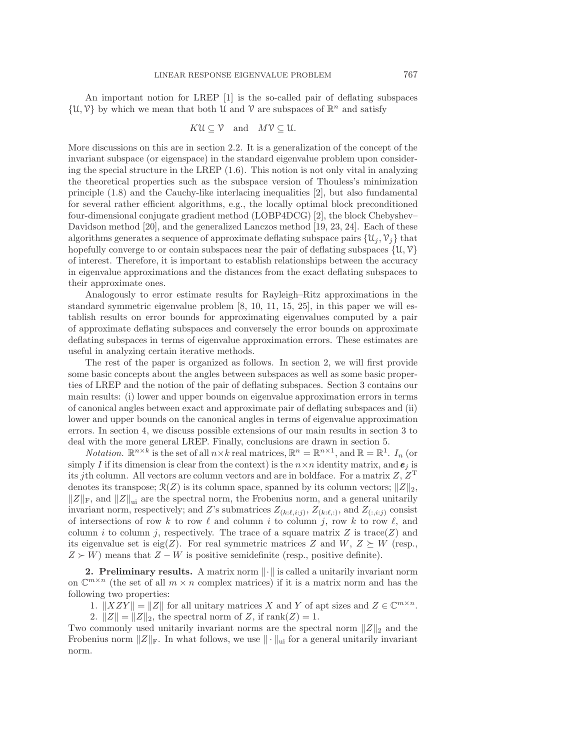An important notion for LREP [1] is the so-called pair of deflating subspaces $\{\mathcal{U}, \mathcal{V}\}$ by which we mean that both $\mathcal{U}$ and $\mathcal{V}$ are subspaces of $\mathbb{R}^n$ and satisfy

$$K\mathcal{U} \subseteq \mathcal{V} \quad \text{and} \quad M\mathcal{V} \subseteq \mathcal{U}.$$

More discussions on this are in section 2.2. It is a generalization of the concept of the invariant subspace (or eigenspace) in the standard eigenvalue problem upon considering the special structure in the LREP (1.6). This notion is not only vital in analyzing the theoretical properties such as the subspace version of Thouless's minimization principle (1.8) and the Cauchy-like interlacing inequalities [2], but also fundamental for several rather efficient algorithms, e.g., the locally optimal block preconditioned four-dimensional conjugate gradient method (LOBP4DCG) [2], the block Chebyshev–Davidson method [20], and the generalized Lanczos method [19, 23, 24]. Each of these algorithms generates a sequence of approximate deflating subspace pairs $\{\mathcal{U}_j, \mathcal{V}_j\}$ that hopefully converge to or contain subspaces near the pair of deflating subspaces $\{\mathcal{U}, \mathcal{V}\}$ of interest. Therefore, it is important to establish relationships between the accuracy in eigenvalue approximations and the distances from the exact deflating subspaces to their approximate ones.

Analogously to error estimate results for Rayleigh–Ritz approximations in the standard symmetric eigenvalue problem [8, 10, 11, 15, 25], in this paper we will establish results on error bounds for approximating eigenvalues computed by a pair of approximate deflating subspaces and conversely the error bounds on approximate deflating subspaces in terms of eigenvalue approximation errors. These estimates are useful in analyzing certain iterative methods.

The rest of the paper is organized as follows. In section 2, we will first provide some basic concepts about the angles between subspaces as well as some basic properties of LREP and the notion of the pair of deflating subspaces. Section 3 contains our main results: (i) lower and upper bounds on eigenvalue approximation errors in terms of canonical angles between exact and approximate pair of deflating subspaces and (ii) lower and upper bounds on the canonical angles in terms of eigenvalue approximation errors. In section 4, we discuss possible extensions of our main results in section 3 to deal with the more general LREP. Finally, conclusions are drawn in section 5.

*Notation.* $\mathbb{R}^{n\times k}$ is the set of all $n\times k$ real matrices, $\mathbb{R}^n = \mathbb{R}^{n\times 1}$, and $\mathbb{R} = \mathbb{R}^1$. $I_n$ (or simply $I$ if its dimension is clear from the context) is the $n\times n$ identity matrix, and $\boldsymbol{e}_j$ is its $j$th column. All vectors are column vectors and are in boldface. For a matrix $Z$, $Z^{\mathrm{T}}$ denotes its transpose; $\mathcal{R}(Z)$ is its column space, spanned by its column vectors; $\|Z\|_2$, $\|Z\|_{\mathrm{F}}$, and $\|Z\|_{\mathrm{ui}}$ are the spectral norm, the Frobenius norm, and a general unitarily invariant norm, respectively; and $Z$'s submatrices $Z_{(k:\ell,i:j)}$, $Z_{(k:\ell,:)}$, and $Z_{(:,i:j)}$ consist of intersections of row $k$ to row $\ell$ and column $i$ to column $j$, row $k$ to row $\ell$, and column $i$ to column $j$, respectively. The trace of a square matrix $Z$ is $\mathrm{trace}(Z)$ and its eigenvalue set is $\mathrm{eig}(Z)$. For real symmetric matrices $Z$ and $W$, $Z \succeq W$ (resp., $Z \succ W$) means that $Z - W$ is positive semidefinite (resp., positive definite).

## 2. Preliminary results.

A matrix norm $\|\cdot\|$ is called a unitarily invariant norm on $\mathbb{C}^{m\times n}$ (the set of all $m \times n$ complex matrices) if it is a matrix norm and has the following two properties:

1. $\|XZY\| = \|Z\|$ for all unitary matrices $X$ and $Y$ of apt sizes and $Z \in \mathbb{C}^{m\times n}$.
2. $\|Z\| = \|Z\|_2$, the spectral norm of $Z$, if $\mathrm{rank}(Z) = 1$.

Two commonly used unitarily invariant norms are the spectral norm $\|Z\|_2$ and the Frobenius norm $\|Z\|_{\mathrm{F}}$. In what follows, we use $\|\cdot\|_{\mathrm{ui}}$ for a general unitarily invariant norm.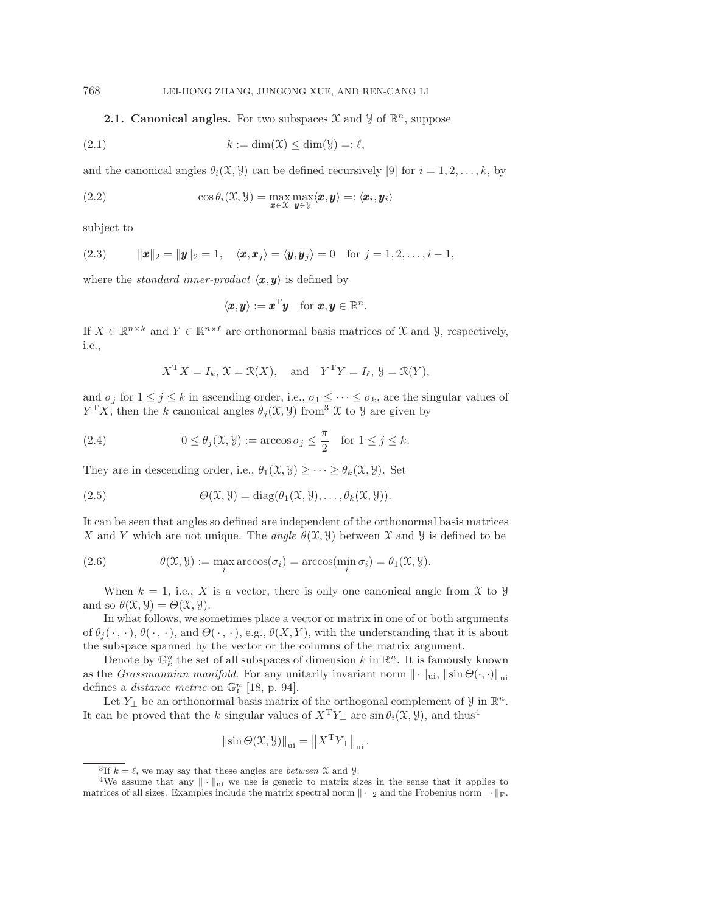### 2.1. Canonical angles.

For two subspaces $\mathcal{X}$ and $\mathcal{Y}$ of $\mathbb{R}^n$, suppose

$$k := \dim(\mathcal{X}) \le \dim(\mathcal{Y}) =: \ell, \tag{2.1}$$

and the canonical angles $\theta_i(\mathcal{X}, \mathcal{Y})$ can be defined recursively [9] for $i = 1, 2, \dots, k$, by

$$\cos\theta_i(\mathcal{X}, \mathcal{Y}) = \max_{\boldsymbol{x}\in\mathcal{X}} \max_{\boldsymbol{y}\in\mathcal{Y}} \langle \boldsymbol{x}, \boldsymbol{y}\rangle =: \langle \boldsymbol{x}_i, \boldsymbol{y}_i\rangle \tag{2.2}$$

subject to

$$\|\boldsymbol{x}\|_2 = \|\boldsymbol{y}\|_2 = 1, \quad \langle \boldsymbol{x}, \boldsymbol{x}_j\rangle = \langle \boldsymbol{y}, \boldsymbol{y}_j\rangle = 0 \quad \text{for } j = 1, 2, \dots, i-1, \tag{2.3}$$

where the *standard inner-product* $\langle \boldsymbol{x}, \boldsymbol{y}\rangle$ is defined by

$$\langle \boldsymbol{x}, \boldsymbol{y}\rangle := \boldsymbol{x}^{\mathrm{T}}\boldsymbol{y} \quad \text{for } \boldsymbol{x}, \boldsymbol{y} \in \mathbb{R}^n.$$

If $X \in \mathbb{R}^{n\times k}$ and $Y \in \mathbb{R}^{n\times \ell}$ are orthonormal basis matrices of $\mathcal{X}$ and $\mathcal{Y}$, respectively, i.e.,

$$X^{\mathrm{T}}X = I_k,\ \mathcal{X} = \mathcal{R}(X), \quad \text{and} \quad Y^{\mathrm{T}}Y = I_\ell,\ \mathcal{Y} = \mathcal{R}(Y),$$

and $\sigma_j$ for $1 \le j \le k$ in ascending order, i.e., $\sigma_1 \le \cdots \le \sigma_k$, are the singular values of $Y^{\mathrm{T}}X$, then the $k$ canonical angles $\theta_j(\mathcal{X}, \mathcal{Y})$ from[3] $\mathcal{X}$ to $\mathcal{Y}$ are given by

$$0 \le \theta_j(\mathcal{X}, \mathcal{Y}) := \arccos\sigma_j \le \frac{\pi}{2} \quad \text{for } 1 \le j \le k. \tag{2.4}$$

They are in descending order, i.e., $\theta_1(\mathcal{X}, \mathcal{Y}) \ge \cdots \ge \theta_k(\mathcal{X}, \mathcal{Y})$. Set

$$\Theta(\mathcal{X}, \mathcal{Y}) = \operatorname{diag}(\theta_1(\mathcal{X}, \mathcal{Y}), \dots, \theta_k(\mathcal{X}, \mathcal{Y})). \tag{2.5}$$

It can be seen that angles so defined are independent of the orthonormal basis matrices $X$ and $Y$ which are not unique. The *angle* $\theta(\mathcal{X}, \mathcal{Y})$ between $\mathcal{X}$ and $\mathcal{Y}$ is defined to be

$$\theta(\mathcal{X}, \mathcal{Y}) := \max_i \arccos(\sigma_i) = \arccos(\min_i \sigma_i) = \theta_1(\mathcal{X}, \mathcal{Y}). \tag{2.6}$$

When $k = 1$, i.e., $X$ is a vector, there is only one canonical angle from $\mathcal{X}$ to $\mathcal{Y}$ and so $\theta(\mathcal{X}, \mathcal{Y}) = \Theta(\mathcal{X}, \mathcal{Y})$.

In what follows, we sometimes place a vector or matrix in one of or both arguments of $\theta_j(\,\cdot\,,\cdot\,)$, $\theta(\,\cdot\,,\cdot\,)$, and $\Theta(\,\cdot\,,\cdot\,)$, e.g., $\theta(X, Y)$, with the understanding that it is about the subspace spanned by the vector or the columns of the matrix argument.

Denote by $\mathbb{G}_k^n$ the set of all subspaces of dimension $k$ in $\mathbb{R}^n$. It is famously known as the *Grassmannian manifold*. For any unitarily invariant norm $\|\cdot\|_{\mathrm{ui}}$, $\|\sin\Theta(\cdot,\cdot)\|_{\mathrm{ui}}$ defines a *distance metric* on $\mathbb{G}_k^n$ [18, p. 94].

Let $Y_\perp$ be an orthonormal basis matrix of the orthogonal complement of $\mathcal{Y}$ in $\mathbb{R}^n$. It can be proved that the $k$ singular values of $X^{\mathrm{T}}Y_\perp$ are $\sin\theta_i(\mathcal{X}, \mathcal{Y})$, and thus[4]

$$\|\sin\Theta(\mathcal{X}, \mathcal{Y})\|_{\mathrm{ui}} = \left\|X^{\mathrm{T}}Y_\perp\right\|_{\mathrm{ui}}.$$

---

[3] If $k = \ell$, we may say that these angles are *between* $\mathcal{X}$ and $\mathcal{Y}$.

[4] We assume that any $\|\cdot\|_{\mathrm{ui}}$ we use is generic to matrix sizes in the sense that it applies to matrices of all sizes. Examples include the matrix spectral norm $\|\cdot\|_2$ and the Frobenius norm $\|\cdot\|_{\mathrm{F}}$.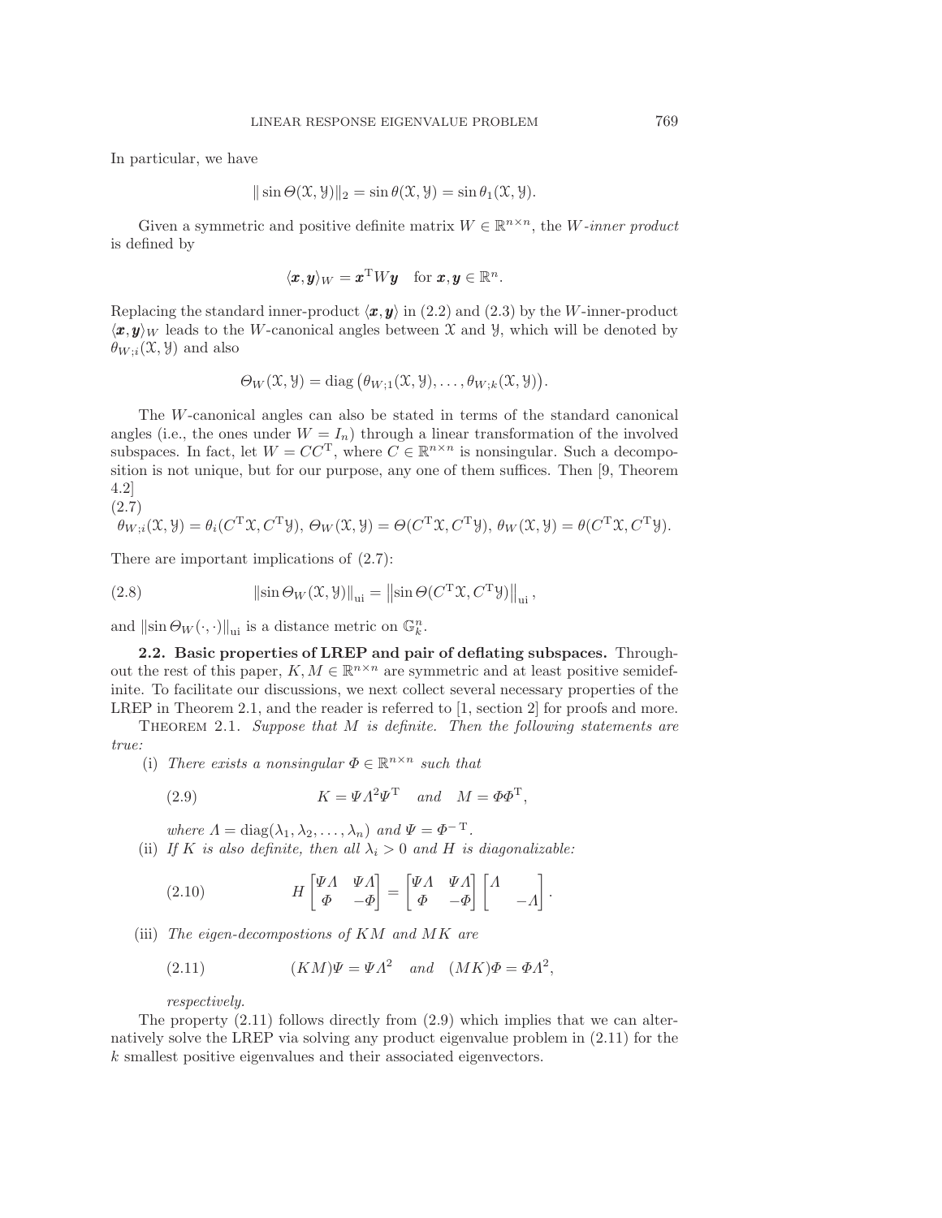In particular, we have

$$\| \sin \Theta(\mathcal{X}, \mathcal{Y}) \|_2 = \sin \theta(\mathcal{X}, \mathcal{Y}) = \sin \theta_1(\mathcal{X}, \mathcal{Y}).$$

Given a symmetric and positive definite matrix $W \in \mathbb{R}^{n \times n}$, the $W$*-inner product* is defined by

$$\langle \boldsymbol{x}, \boldsymbol{y} \rangle_W = \boldsymbol{x}^{\mathrm{T}} W \boldsymbol{y} \quad \text{for } \boldsymbol{x}, \boldsymbol{y} \in \mathbb{R}^n.$$

Replacing the standard inner-product $\langle \boldsymbol{x}, \boldsymbol{y} \rangle$ in (2.2) and (2.3) by the $W$-inner-product $\langle \boldsymbol{x}, \boldsymbol{y} \rangle_W$ leads to the $W$-canonical angles between $\mathcal{X}$ and $\mathcal{Y}$, which will be denoted by $\theta_{W;i}(\mathcal{X}, \mathcal{Y})$ and also

$$\Theta_W(\mathcal{X}, \mathcal{Y}) = \operatorname{diag}\left(\theta_{W;1}(\mathcal{X}, \mathcal{Y}), \ldots, \theta_{W;k}(\mathcal{X}, \mathcal{Y})\right).$$

The $W$-canonical angles can also be stated in terms of the standard canonical angles (i.e., the ones under $W = I_n$) through a linear transformation of the involved subspaces. In fact, let $W = CC^{\mathrm{T}}$, where $C \in \mathbb{R}^{n \times n}$ is nonsingular. Such a decomposition is not unique, but for our purpose, any one of them suffices. Then [9, Theorem 4.2]

(2.7)

$$\theta_{W;i}(\mathcal{X}, \mathcal{Y}) = \theta_i(C^{\mathrm{T}}\mathcal{X}, C^{\mathrm{T}}\mathcal{Y}),\ \Theta_W(\mathcal{X}, \mathcal{Y}) = \Theta(C^{\mathrm{T}}\mathcal{X}, C^{\mathrm{T}}\mathcal{Y}),\ \theta_W(\mathcal{X}, \mathcal{Y}) = \theta(C^{\mathrm{T}}\mathcal{X}, C^{\mathrm{T}}\mathcal{Y}).$$

There are important implications of (2.7):

$$\|\sin \Theta_W(\mathcal{X}, \mathcal{Y})\|_{\mathrm{ui}} = \left\|\sin \Theta(C^{\mathrm{T}}\mathcal{X}, C^{\mathrm{T}}\mathcal{Y})\right\|_{\mathrm{ui}}, \tag{2.8}$$

and $\|\sin \Theta_W(\cdot, \cdot)\|_{\mathrm{ui}}$ is a distance metric on $\mathbb{G}_k^n$.

**2.2. Basic properties of LREP and pair of deflating subspaces.** Throughout the rest of this paper, $K, M \in \mathbb{R}^{n \times n}$ are symmetric and at least positive semidefinite. To facilitate our discussions, we next collect several necessary properties of the LREP in Theorem 2.1, and the reader is referred to [1, section 2] for proofs and more.

THEOREM 2.1. *Suppose that $M$ is definite. Then the following statements are true:*

(i) *There exists a nonsingular $\Phi \in \mathbb{R}^{n \times n}$ such that*

$$K = \Psi \Lambda^2 \Psi^{\mathrm{T}} \quad \text{and} \quad M = \Phi \Phi^{\mathrm{T}}, \tag{2.9}$$

*where $\Lambda = \operatorname{diag}(\lambda_1, \lambda_2, \ldots, \lambda_n)$ and $\Psi = \Phi^{-\mathrm{T}}$.*

(ii) *If $K$ is also definite, then all $\lambda_i > 0$ and $H$ is diagonalizable:*

$$H \begin{bmatrix} \Psi\Lambda & \Psi\Lambda \\ \Phi & -\Phi \end{bmatrix} = \begin{bmatrix} \Psi\Lambda & \Psi\Lambda \\ \Phi & -\Phi \end{bmatrix} \begin{bmatrix} \Lambda & \\ & -\Lambda \end{bmatrix}. \tag{2.10}$$

(iii) *The eigen-decompostions of $KM$ and $MK$ are*

$$(KM)\Psi = \Psi \Lambda^2 \quad \text{and} \quad (MK)\Phi = \Phi \Lambda^2, \tag{2.11}$$

*respectively.*

The property (2.11) follows directly from (2.9) which implies that we can alternatively solve the LREP via solving any product eigenvalue problem in (2.11) for the $k$ smallest positive eigenvalues and their associated eigenvectors.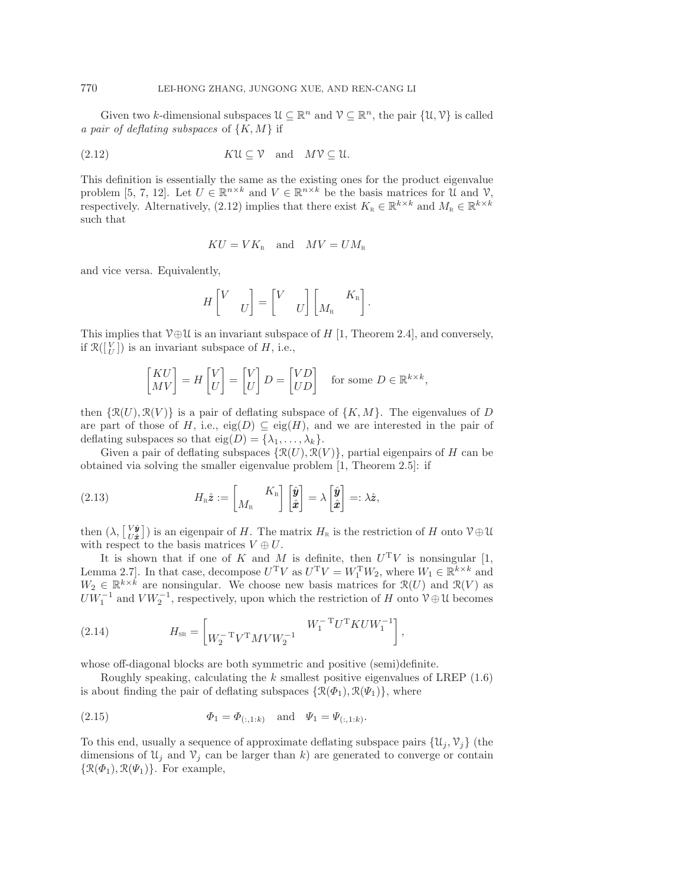Given two $k$-dimensional subspaces $\mathcal{U} \subseteq \mathbb{R}^n$ and $\mathcal{V} \subseteq \mathbb{R}^n$, the pair $\{\mathcal{U}, \mathcal{V}\}$ is called *a pair of deflating subspaces* of $\{K, M\}$ if

$$K\mathcal{U} \subseteq \mathcal{V} \quad \text{and} \quad M\mathcal{V} \subseteq \mathcal{U}. \tag{2.12}$$

This definition is essentially the same as the existing ones for the product eigenvalue problem [5, 7, 12]. Let $U \in \mathbb{R}^{n\times k}$ and $V \in \mathbb{R}^{n\times k}$ be the basis matrices for $\mathcal{U}$ and $\mathcal{V}$, respectively. Alternatively, (2.12) implies that there exist $K_{\text{R}} \in \mathbb{R}^{k\times k}$ and $M_{\text{R}} \in \mathbb{R}^{k\times k}$ such that

$$KU = VK_{\text{R}} \quad \text{and} \quad MV = UM_{\text{R}}$$

and vice versa. Equivalently,

$$H \begin{bmatrix} V & \\ & U \end{bmatrix} = \begin{bmatrix} V & \\ & U \end{bmatrix} \begin{bmatrix} & K_{\text{R}} \\ M_{\text{R}} & \end{bmatrix}.$$

This implies that $\mathcal{V} \oplus \mathcal{U}$ is an invariant subspace of $H$ [1, Theorem 2.4], and conversely, if $\mathcal{R}(\left[\begin{smallmatrix} V \\ U \end{smallmatrix}\right])$ is an invariant subspace of $H$, i.e.,

$$\begin{bmatrix} KU \\ MV \end{bmatrix} = H \begin{bmatrix} V \\ U \end{bmatrix} = \begin{bmatrix} V \\ U \end{bmatrix} D = \begin{bmatrix} VD \\ UD \end{bmatrix} \quad \text{for some } D \in \mathbb{R}^{k\times k},$$

then $\{\mathcal{R}(U), \mathcal{R}(V)\}$ is a pair of deflating subspace of $\{K, M\}$. The eigenvalues of $D$ are part of those of $H$, i.e., $\operatorname{eig}(D) \subseteq \operatorname{eig}(H)$, and we are interested in the pair of deflating subspaces so that $\operatorname{eig}(D) = \{\lambda_1, \ldots, \lambda_k\}$.

Given a pair of deflating subspaces $\{\mathcal{R}(U), \mathcal{R}(V)\}$, partial eigenpairs of $H$ can be obtained via solving the smaller eigenvalue problem [1, Theorem 2.5]: if

$$H_{\text{R}}\hat{\boldsymbol{z}} := \begin{bmatrix} & K_{\text{R}} \\ M_{\text{R}} & \end{bmatrix} \begin{bmatrix} \hat{\boldsymbol{y}} \\ \hat{\boldsymbol{x}} \end{bmatrix} = \lambda \begin{bmatrix} \hat{\boldsymbol{y}} \\ \hat{\boldsymbol{x}} \end{bmatrix} =: \lambda\hat{\boldsymbol{z}}, \tag{2.13}$$

then $(\lambda, \left[\begin{smallmatrix} V\hat{\boldsymbol{y}} \\ U\hat{\boldsymbol{x}} \end{smallmatrix}\right])$ is an eigenpair of $H$. The matrix $H_{\text{R}}$ is the restriction of $H$ onto $\mathcal{V} \oplus \mathcal{U}$ with respect to the basis matrices $V \oplus U$.

It is shown that if one of $K$ and $M$ is definite, then $U^{\mathrm{T}}V$ is nonsingular [1, Lemma 2.7]. In that case, decompose $U^{\mathrm{T}}V$ as $U^{\mathrm{T}}V = W_1^{\mathrm{T}}W_2$, where $W_1 \in \mathbb{R}^{k\times k}$ and $W_2 \in \mathbb{R}^{k\times k}$ are nonsingular. We choose new basis matrices for $\mathcal{R}(U)$ and $\mathcal{R}(V)$ as $UW_1^{-1}$ and $VW_2^{-1}$, respectively, upon which the restriction of $H$ onto $\mathcal{V} \oplus \mathcal{U}$ becomes

$$H_{\text{SR}} = \begin{bmatrix} & W_1^{-\mathrm{T}}U^{\mathrm{T}}KUW_1^{-1} \\ W_2^{-\mathrm{T}}V^{\mathrm{T}}MVW_2^{-1} & \end{bmatrix}, \tag{2.14}$$

whose off-diagonal blocks are both symmetric and positive (semi)definite.

Roughly speaking, calculating the $k$ smallest positive eigenvalues of LREP (1.6) is about finding the pair of deflating subspaces $\{\mathcal{R}(\Phi_1), \mathcal{R}(\Psi_1)\}$, where

$$\Phi_1 = \Phi_{(:,1:k)} \quad \text{and} \quad \Psi_1 = \Psi_{(:,1:k)}. \tag{2.15}$$

To this end, usually a sequence of approximate deflating subspace pairs $\{\mathcal{U}_j, \mathcal{V}_j\}$ (the dimensions of $\mathcal{U}_j$ and $\mathcal{V}_j$ can be larger than $k$) are generated to converge or contain $\{\mathcal{R}(\Phi_1), \mathcal{R}(\Psi_1)\}$. For example,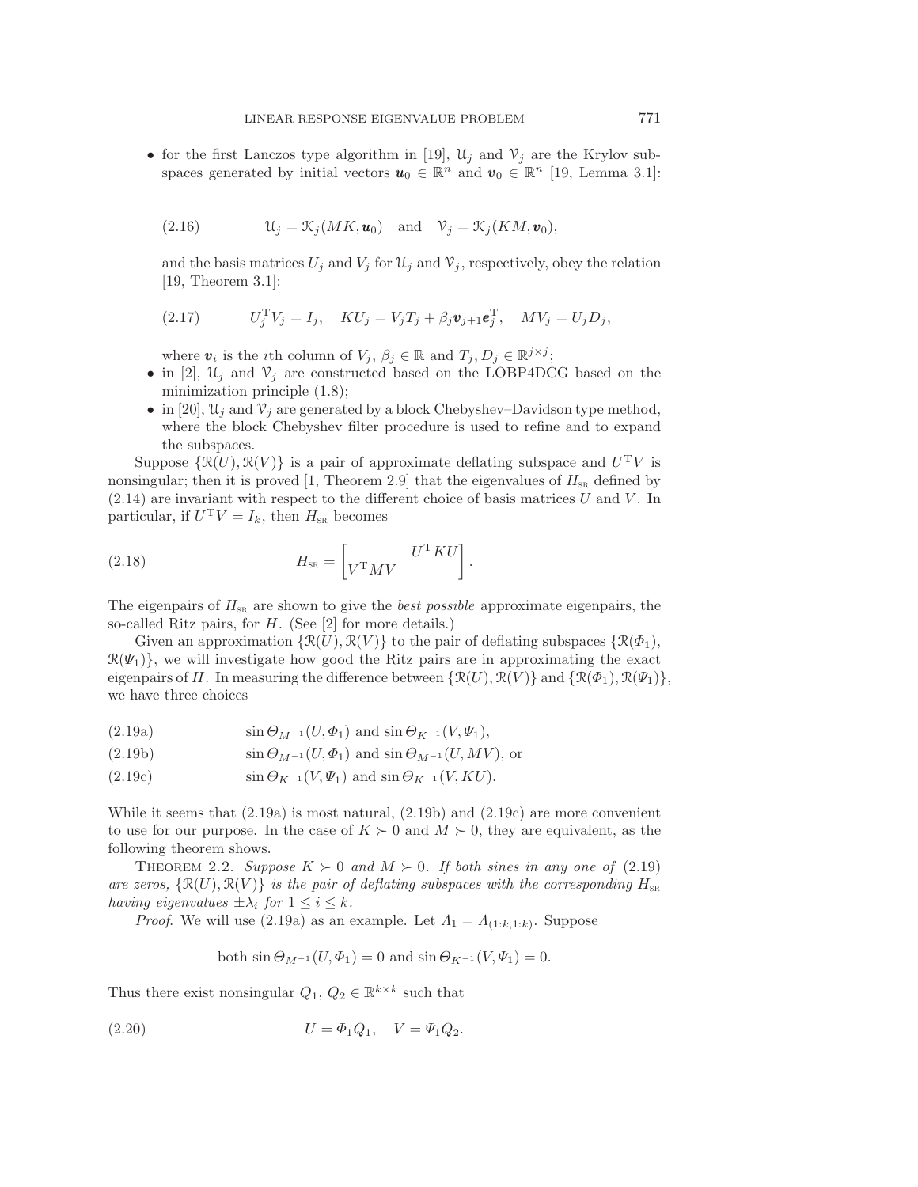- for the first Lanczos type algorithm in [19], $\mathcal{U}_j$ and $\mathcal{V}_j$ are the Krylov subspaces generated by initial vectors $\boldsymbol{u}_0 \in \mathbb{R}^n$ and $\boldsymbol{v}_0 \in \mathbb{R}^n$ [19, Lemma 3.1]:

$$\mathcal{U}_j = \mathcal{K}_j(MK, \boldsymbol{u}_0) \quad \text{and} \quad \mathcal{V}_j = \mathcal{K}_j(KM, \boldsymbol{v}_0), \tag{2.16}$$

  and the basis matrices $U_j$ and $V_j$ for $\mathcal{U}_j$ and $\mathcal{V}_j$, respectively, obey the relation [19, Theorem 3.1]:

$$U_j^{\mathrm{T}} V_j = I_j, \quad KU_j = V_j T_j + \beta_j \boldsymbol{v}_{j+1} \boldsymbol{e}_j^{\mathrm{T}}, \quad MV_j = U_j D_j, \tag{2.17}$$

  where $\boldsymbol{v}_i$ is the $i$th column of $V_j$, $\beta_j \in \mathbb{R}$ and $T_j, D_j \in \mathbb{R}^{j \times j}$;
- in [2], $\mathcal{U}_j$ and $\mathcal{V}_j$ are constructed based on the LOBP4DCG based on the minimization principle (1.8);
- in [20], $\mathcal{U}_j$ and $\mathcal{V}_j$ are generated by a block Chebyshev–Davidson type method, where the block Chebyshev filter procedure is used to refine and to expand the subspaces.

Suppose $\{\mathcal{R}(U), \mathcal{R}(V)\}$ is a pair of approximate deflating subspace and $U^{\mathrm{T}}V$ is nonsingular; then it is proved [1, Theorem 2.9] that the eigenvalues of $H_{\mathrm{SR}}$ defined by (2.14) are invariant with respect to the different choice of basis matrices $U$ and $V$. In particular, if $U^{\mathrm{T}}V = I_k$, then $H_{\mathrm{SR}}$ becomes

$$H_{\mathrm{SR}} = \begin{bmatrix} & U^{\mathrm{T}}KU \\ V^{\mathrm{T}}MV & \end{bmatrix}. \tag{2.18}$$

The eigenpairs of $H_{\mathrm{SR}}$ are shown to give the *best possible* approximate eigenpairs, the so-called Ritz pairs, for $H$. (See [2] for more details.)

Given an approximation $\{\mathcal{R}(U), \mathcal{R}(V)\}$ to the pair of deflating subspaces $\{\mathcal{R}(\Phi_1), \mathcal{R}(\Psi_1)\}$, we will investigate how good the Ritz pairs are in approximating the exact eigenpairs of $H$. In measuring the difference between $\{\mathcal{R}(U), \mathcal{R}(V)\}$ and $\{\mathcal{R}(\Phi_1), \mathcal{R}(\Psi_1)\}$, we have three choices

$$\sin\Theta_{M^{-1}}(U, \Phi_1) \text{ and } \sin\Theta_{K^{-1}}(V, \Psi_1), \tag{2.19a}$$

$$\sin\Theta_{M^{-1}}(U, \Phi_1) \text{ and } \sin\Theta_{M^{-1}}(U, MV), \text{ or} \tag{2.19b}$$

$$\sin\Theta_{K^{-1}}(V, \Psi_1) \text{ and } \sin\Theta_{K^{-1}}(V, KU). \tag{2.19c}$$

While it seems that (2.19a) is most natural, (2.19b) and (2.19c) are more convenient to use for our purpose. In the case of $K \succ 0$ and $M \succ 0$, they are equivalent, as the following theorem shows.

THEOREM 2.2. *Suppose $K \succ 0$ and $M \succ 0$. If both sines in any one of (2.19) are zeros, $\{\mathcal{R}(U), \mathcal{R}(V)\}$ is the pair of deflating subspaces with the corresponding $H_{\mathrm{SR}}$ having eigenvalues $\pm\lambda_i$ for $1 \le i \le k$.*

*Proof.* We will use (2.19a) as an example. Let $\Lambda_1 = \Lambda_{(1:k,1:k)}$. Suppose

$$\text{both } \sin\Theta_{M^{-1}}(U, \Phi_1) = 0 \text{ and } \sin\Theta_{K^{-1}}(V, \Psi_1) = 0.$$

Thus there exist nonsingular $Q_1, Q_2 \in \mathbb{R}^{k \times k}$ such that

$$U = \Phi_1 Q_1, \quad V = \Psi_1 Q_2. \tag{2.20}$$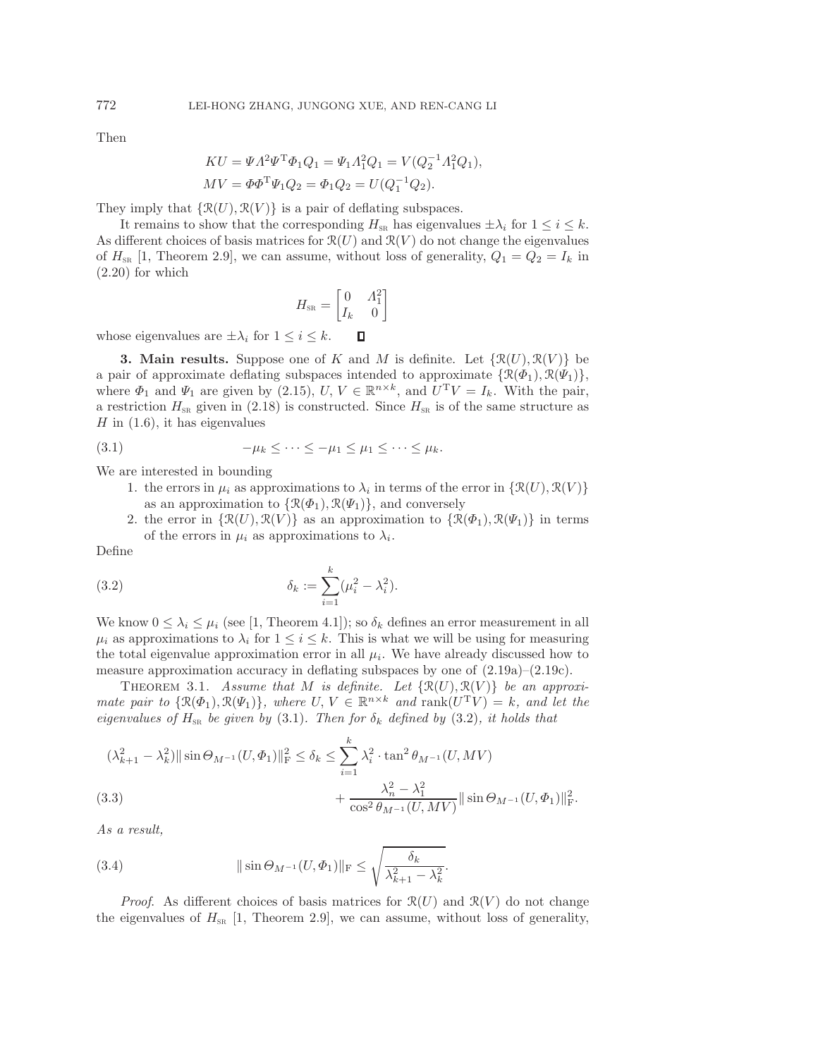Then

$$KU = \Psi \Lambda^2 \Psi^{\mathrm{T}} \Phi_1 Q_1 = \Psi_1 \Lambda_1^2 Q_1 = V(Q_2^{-1} \Lambda_1^2 Q_1),$$
$$MV = \Phi \Phi^{\mathrm{T}} \Psi_1 Q_2 = \Phi_1 Q_2 = U(Q_1^{-1} Q_2).$$

They imply that $\{\mathcal{R}(U), \mathcal{R}(V)\}$ is a pair of deflating subspaces.

It remains to show that the corresponding $H_{\text{SR}}$ has eigenvalues $\pm\lambda_i$ for $1 \leq i \leq k$. As different choices of basis matrices for $\mathcal{R}(U)$ and $\mathcal{R}(V)$ do not change the eigenvalues of $H_{\text{SR}}$ [1, Theorem 2.9], we can assume, without loss of generality, $Q_1 = Q_2 = I_k$ in (2.20) for which

$$H_{\text{SR}} = \begin{bmatrix} 0 & \Lambda_1^2 \\ I_k & 0 \end{bmatrix}$$

whose eigenvalues are $\pm\lambda_i$ for $1 \leq i \leq k$. $\square$

**3. Main results.** Suppose one of $K$ and $M$ is definite. Let $\{\mathcal{R}(U), \mathcal{R}(V)\}$ be a pair of approximate deflating subspaces intended to approximate $\{\mathcal{R}(\Phi_1), \mathcal{R}(\Psi_1)\}$, where $\Phi_1$ and $\Psi_1$ are given by (2.15), $U, V \in \mathbb{R}^{n \times k}$, and $U^{\mathrm{T}}V = I_k$. With the pair, a restriction $H_{\text{SR}}$ given in (2.18) is constructed. Since $H_{\text{SR}}$ is of the same structure as $H$ in (1.6), it has eigenvalues

$$-\mu_k \leq \cdots \leq -\mu_1 \leq \mu_1 \leq \cdots \leq \mu_k. \tag{3.1}$$

We are interested in bounding

1. the errors in $\mu_i$ as approximations to $\lambda_i$ in terms of the error in $\{\mathcal{R}(U), \mathcal{R}(V)\}$ as an approximation to $\{\mathcal{R}(\Phi_1), \mathcal{R}(\Psi_1)\}$, and conversely
2. the error in $\{\mathcal{R}(U), \mathcal{R}(V)\}$ as an approximation to $\{\mathcal{R}(\Phi_1), \mathcal{R}(\Psi_1)\}$ in terms of the errors in $\mu_i$ as approximations to $\lambda_i$.

Define

$$\delta_k := \sum_{i=1}^{k} (\mu_i^2 - \lambda_i^2). \tag{3.2}$$

We know $0 \leq \lambda_i \leq \mu_i$ (see [1, Theorem 4.1]); so $\delta_k$ defines an error measurement in all $\mu_i$ as approximations to $\lambda_i$ for $1 \leq i \leq k$. This is what we will be using for measuring the total eigenvalue approximation error in all $\mu_i$. We have already discussed how to measure approximation accuracy in deflating subspaces by one of (2.19a)–(2.19c).

Theorem 3.1. *Assume that $M$ is definite. Let $\{\mathcal{R}(U), \mathcal{R}(V)\}$ be an approximate pair to $\{\mathcal{R}(\Phi_1), \mathcal{R}(\Psi_1)\}$, where $U, V \in \mathbb{R}^{n \times k}$ and $\operatorname{rank}(U^{\mathrm{T}}V) = k$, and let the eigenvalues of $H_{\text{SR}}$ be given by* (3.1). *Then for $\delta_k$ defined by* (3.2), *it holds that*

$$(\lambda_{k+1}^2 - \lambda_k^2)\|\sin\Theta_{M^{-1}}(U, \Phi_1)\|_{\mathrm{F}}^2 \leq \delta_k \leq \sum_{i=1}^{k} \lambda_i^2 \cdot \tan^2\theta_{M^{-1}}(U, MV) + \frac{\lambda_n^2 - \lambda_1^2}{\cos^2\theta_{M^{-1}}(U, MV)}\|\sin\Theta_{M^{-1}}(U, \Phi_1)\|_{\mathrm{F}}^2. \tag{3.3}$$

*As a result,*

$$\|\sin\Theta_{M^{-1}}(U, \Phi_1)\|_{\mathrm{F}} \leq \sqrt{\frac{\delta_k}{\lambda_{k+1}^2 - \lambda_k^2}}. \tag{3.4}$$

*Proof.* As different choices of basis matrices for $\mathcal{R}(U)$ and $\mathcal{R}(V)$ do not change the eigenvalues of $H_{\text{SR}}$ [1, Theorem 2.9], we can assume, without loss of generality,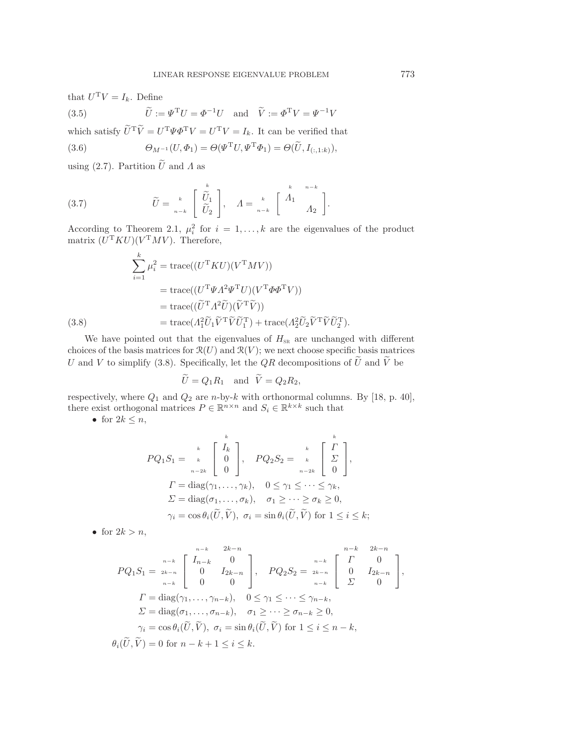that $U^{\mathrm{T}}V = I_k$. Define

$$\widetilde{U} := \Psi^{\mathrm{T}} U = \Phi^{-1} U \quad \text{and} \quad \widetilde{V} := \Phi^{\mathrm{T}} V = \Psi^{-1} V \tag{3.5}$$

which satisfy $\widetilde{U}^{\mathrm{T}} \widetilde{V} = U^{\mathrm{T}} \Psi \Phi^{\mathrm{T}} V = U^{\mathrm{T}} V = I_k$. It can be verified that

$$\Theta_{M^{-1}}(U, \Phi_1) = \Theta(\Psi^{\mathrm{T}} U, \Psi^{\mathrm{T}} \Phi_1) = \Theta(\widetilde{U}, I_{(:,1:k)}), \tag{3.6}$$

using (2.7). Partition $\widetilde{U}$ and $\Lambda$ as

$$\widetilde{U} = \begin{array}{c} {\scriptstyle k} \\ {\scriptstyle n-k} \end{array} \overset{\scriptstyle k}{\begin{bmatrix} \widetilde{U}_1 \\ \widetilde{U}_2 \end{bmatrix}}, \quad \Lambda = \begin{array}{c} {\scriptstyle k} \\ {\scriptstyle n-k} \end{array} \overset{\scriptstyle k \quad\quad n-k}{\begin{bmatrix} \Lambda_1 & \\ & \Lambda_2 \end{bmatrix}}. \tag{3.7}$$

According to Theorem 2.1, $\mu_i^2$ for $i = 1, \ldots, k$ are the eigenvalues of the product matrix $(U^{\mathrm{T}} K U)(V^{\mathrm{T}} M V)$. Therefore,

$$\begin{aligned}
\sum_{i=1}^{k} \mu_i^2 &= \operatorname{trace}((U^{\mathrm{T}} K U)(V^{\mathrm{T}} M V)) \\
&= \operatorname{trace}((U^{\mathrm{T}} \Psi \Lambda^2 \Psi^{\mathrm{T}} U)(V^{\mathrm{T}} \Phi \Phi^{\mathrm{T}} V)) \\
&= \operatorname{trace}((\widetilde{U}^{\mathrm{T}} \Lambda^2 \widetilde{U})(\widetilde{V}^{\mathrm{T}} \widetilde{V})) \\
&= \operatorname{trace}(\Lambda_1^2 \widetilde{U}_1 \widetilde{V}^{\mathrm{T}} \widetilde{V} \widetilde{U}_1^{\mathrm{T}}) + \operatorname{trace}(\Lambda_2^2 \widetilde{U}_2 \widetilde{V}^{\mathrm{T}} \widetilde{V} \widetilde{U}_2^{\mathrm{T}}).
\end{aligned} \tag{3.8}$$

We have pointed out that the eigenvalues of $H_{\mathrm{SR}}$ are unchanged with different choices of the basis matrices for $\mathcal{R}(U)$ and $\mathcal{R}(V)$; we next choose specific basis matrices $U$ and $V$ to simplify (3.8). Specifically, let the $QR$ decompositions of $\widetilde{U}$ and $\widetilde{V}$ be

$$\widetilde{U} = Q_1 R_1 \quad \text{and} \quad \widetilde{V} = Q_2 R_2,$$

respectively, where $Q_1$ and $Q_2$ are $n$-by-$k$ with orthonormal columns. By [18, p. 40], there exist orthogonal matrices $P \in \mathbb{R}^{n \times n}$ and $S_i \in \mathbb{R}^{k \times k}$ such that

- for $2k \le n$,

$$PQ_1S_1 = \begin{array}{c} {\scriptstyle k} \\ {\scriptstyle k} \\ {\scriptstyle n-2k} \end{array} \overset{\scriptstyle k}{\begin{bmatrix} I_k \\ 0 \\ 0 \end{bmatrix}}, \quad PQ_2S_2 = \begin{array}{c} {\scriptstyle k} \\ {\scriptstyle k} \\ {\scriptstyle n-2k} \end{array} \overset{\scriptstyle k}{\begin{bmatrix} \Gamma \\ \Sigma \\ 0 \end{bmatrix}},$$

$$\Gamma = \operatorname{diag}(\gamma_1, \ldots, \gamma_k), \quad 0 \le \gamma_1 \le \cdots \le \gamma_k,$$

$$\Sigma = \operatorname{diag}(\sigma_1, \ldots, \sigma_k), \quad \sigma_1 \ge \cdots \ge \sigma_k \ge 0,$$

$$\gamma_i = \cos\theta_i(\widetilde{U}, \widetilde{V}), \ \sigma_i = \sin\theta_i(\widetilde{U}, \widetilde{V}) \text{ for } 1 \le i \le k;$$

- for $2k > n$,

$$PQ_1S_1 = \begin{array}{c} {\scriptstyle n-k} \\ {\scriptstyle 2k-n} \\ {\scriptstyle n-k} \end{array} \overset{\scriptstyle n-k \quad\quad 2k-n}{\begin{bmatrix} I_{n-k} & 0 \\ 0 & I_{2k-n} \\ 0 & 0 \end{bmatrix}}, \quad PQ_2S_2 = \begin{array}{c} {\scriptstyle n-k} \\ {\scriptstyle 2k-n} \\ {\scriptstyle n-k} \end{array} \overset{\scriptstyle n-k \quad\quad 2k-n}{\begin{bmatrix} \Gamma & 0 \\ 0 & I_{2k-n} \\ \Sigma & 0 \end{bmatrix}},$$

$$\Gamma = \operatorname{diag}(\gamma_1, \ldots, \gamma_{n-k}), \quad 0 \le \gamma_1 \le \cdots \le \gamma_{n-k},$$

$$\Sigma = \operatorname{diag}(\sigma_1, \ldots, \sigma_{n-k}), \quad \sigma_1 \ge \cdots \ge \sigma_{n-k} \ge 0,$$

$$\gamma_i = \cos\theta_i(\widetilde{U}, \widetilde{V}), \ \sigma_i = \sin\theta_i(\widetilde{U}, \widetilde{V}) \text{ for } 1 \le i \le n-k,$$

$$\theta_i(\widetilde{U}, \widetilde{V}) = 0 \text{ for } n-k+1 \le i \le k.$$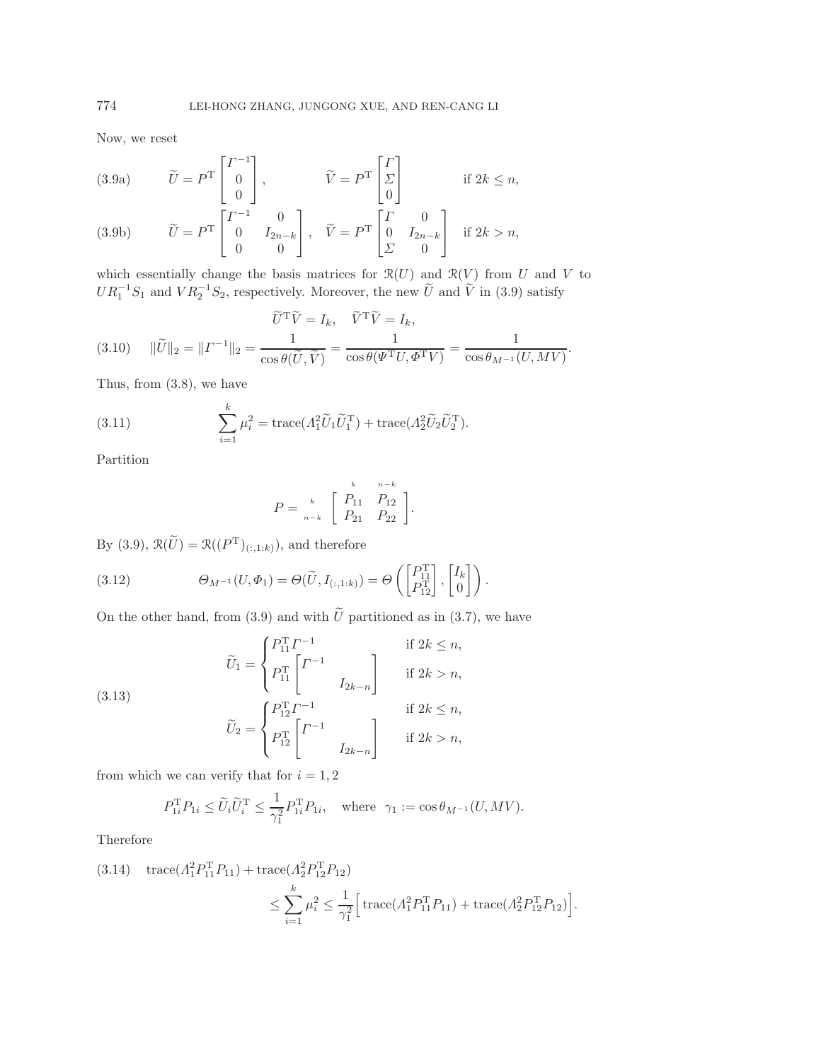Now, we reset

$$
\widetilde{U} = P^{\mathrm{T}} \begin{bmatrix} \Gamma^{-1} \\ 0 \\ 0 \end{bmatrix}, \qquad \widetilde{V} = P^{\mathrm{T}} \begin{bmatrix} \Gamma \\ \Sigma \\ 0 \end{bmatrix} \qquad \text{if } 2k \le n, \tag{3.9a}
$$

$$
\widetilde{U} = P^{\mathrm{T}} \begin{bmatrix} \Gamma^{-1} & 0 \\ 0 & I_{2n-k} \\ 0 & 0 \end{bmatrix}, \quad \widetilde{V} = P^{\mathrm{T}} \begin{bmatrix} \Gamma & 0 \\ 0 & I_{2n-k} \\ \Sigma & 0 \end{bmatrix} \quad \text{if } 2k > n, \tag{3.9b}
$$

which essentially change the basis matrices for $\mathcal{R}(U)$ and $\mathcal{R}(V)$ from $U$ and $V$ to $UR_1^{-1}S_1$ and $VR_2^{-1}S_2$, respectively. Moreover, the new $\widetilde{U}$ and $\widetilde{V}$ in (3.9) satisfy

$$
\widetilde{U}^{\mathrm{T}}\widetilde{V} = I_k, \quad \widetilde{V}^{\mathrm{T}}\widetilde{V} = I_k,
$$

$$
\|\widetilde{U}\|_2 = \|\Gamma^{-1}\|_2 = \frac{1}{\cos\theta(\widetilde{U},\widetilde{V})} = \frac{1}{\cos\theta(\Psi^{\mathrm{T}}U, \Phi^{\mathrm{T}}V)} = \frac{1}{\cos\theta_{M^{-1}}(U, MV)}. \tag{3.10}
$$

Thus, from (3.8), we have

$$
\sum_{i=1}^{k} \mu_i^2 = \operatorname{trace}(\Lambda_1^2 \widetilde{U}_1 \widetilde{U}_1^{\mathrm{T}}) + \operatorname{trace}(\Lambda_2^2 \widetilde{U}_2 \widetilde{U}_2^{\mathrm{T}}). \tag{3.11}
$$

Partition

$$
P = \begin{array}{c} \scriptstyle k \\ \scriptstyle n-k \end{array} \overset{\begin{array}{cc} \scriptstyle k & \scriptstyle n-k \end{array}}{\begin{bmatrix} P_{11} & P_{12} \\ P_{21} & P_{22} \end{bmatrix}}.
$$

By (3.9), $\mathcal{R}(\widetilde{U}) = \mathcal{R}((P^{\mathrm{T}})_{(:,1:k)})$, and therefore

$$
\Theta_{M^{-1}}(U, \Phi_1) = \Theta(\widetilde{U}, I_{(:,1:k)}) = \Theta\left( \begin{bmatrix} P_{11}^{\mathrm{T}} \\ P_{12}^{\mathrm{T}} \end{bmatrix}, \begin{bmatrix} I_k \\ 0 \end{bmatrix} \right). \tag{3.12}
$$

On the other hand, from (3.9) and with $\widetilde{U}$ partitioned as in (3.7), we have

$$
\widetilde{U}_1 = \begin{cases} P_{11}^{\mathrm{T}} \Gamma^{-1} & \text{if } 2k \le n, \\ P_{11}^{\mathrm{T}} \begin{bmatrix} \Gamma^{-1} & \\ & I_{2k-n} \end{bmatrix} & \text{if } 2k > n, \end{cases}
\qquad
\widetilde{U}_2 = \begin{cases} P_{12}^{\mathrm{T}} \Gamma^{-1} & \text{if } 2k \le n, \\ P_{12}^{\mathrm{T}} \begin{bmatrix} \Gamma^{-1} & \\ & I_{2k-n} \end{bmatrix} & \text{if } 2k > n, \end{cases} \tag{3.13}
$$

from which we can verify that for $i = 1, 2$

$$
P_{1i}^{\mathrm{T}} P_{1i} \le \widetilde{U}_i \widetilde{U}_i^{\mathrm{T}} \le \frac{1}{\gamma_1^2} P_{1i}^{\mathrm{T}} P_{1i}, \quad \text{where } \gamma_1 := \cos\theta_{M^{-1}}(U, MV).
$$

Therefore

$$
\begin{aligned}
&\operatorname{trace}(\Lambda_1^2 P_{11}^{\mathrm{T}} P_{11}) + \operatorname{trace}(\Lambda_2^2 P_{12}^{\mathrm{T}} P_{12}) \\
&\qquad \le \sum_{i=1}^{k} \mu_i^2 \le \frac{1}{\gamma_1^2} \Big[ \operatorname{trace}(\Lambda_1^2 P_{11}^{\mathrm{T}} P_{11}) + \operatorname{trace}(\Lambda_2^2 P_{12}^{\mathrm{T}} P_{12}) \Big].
\end{aligned} \tag{3.14}
$$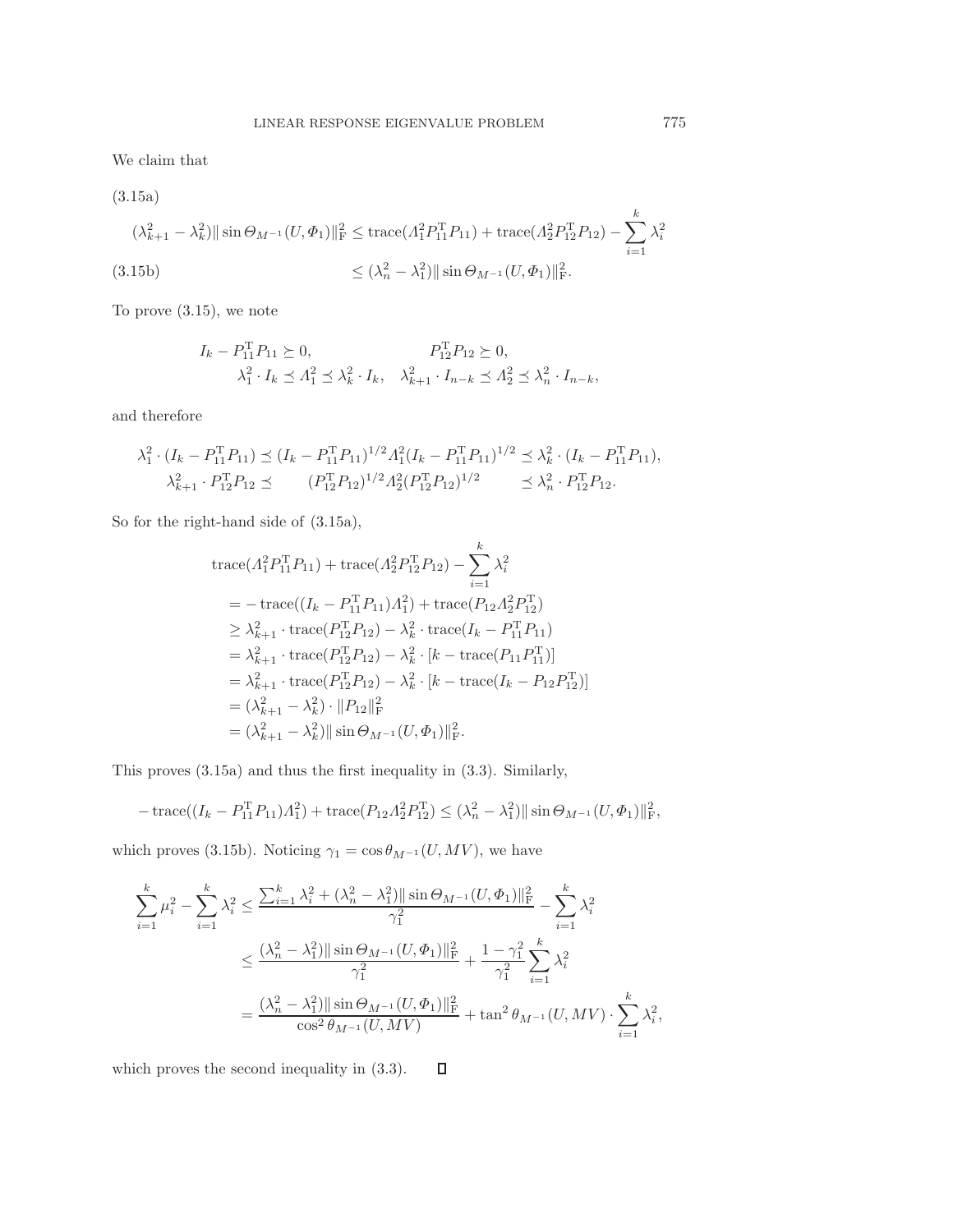We claim that

(3.15a)

$$(\lambda_{k+1}^2 - \lambda_k^2)\|\sin\Theta_{M^{-1}}(U,\Phi_1)\|_{\mathrm{F}}^2 \le \operatorname{trace}(\Lambda_1^2 P_{11}^{\mathrm{T}} P_{11}) + \operatorname{trace}(\Lambda_2^2 P_{12}^{\mathrm{T}} P_{12}) - \sum_{i=1}^k \lambda_i^2$$

(3.15b)

$$\le (\lambda_n^2 - \lambda_1^2)\|\sin\Theta_{M^{-1}}(U,\Phi_1)\|_{\mathrm{F}}^2.$$

To prove (3.15), we note

$$I_k - P_{11}^{\mathrm{T}} P_{11} \succeq 0, \qquad P_{12}^{\mathrm{T}} P_{12} \succeq 0,$$
$$\lambda_1^2 \cdot I_k \preceq \Lambda_1^2 \preceq \lambda_k^2 \cdot I_k, \quad \lambda_{k+1}^2 \cdot I_{n-k} \preceq \Lambda_2^2 \preceq \lambda_n^2 \cdot I_{n-k},$$

and therefore

$$\lambda_1^2 \cdot (I_k - P_{11}^{\mathrm{T}} P_{11}) \preceq (I_k - P_{11}^{\mathrm{T}} P_{11})^{1/2} \Lambda_1^2 (I_k - P_{11}^{\mathrm{T}} P_{11})^{1/2} \preceq \lambda_k^2 \cdot (I_k - P_{11}^{\mathrm{T}} P_{11}),$$
$$\lambda_{k+1}^2 \cdot P_{12}^{\mathrm{T}} P_{12} \preceq (P_{12}^{\mathrm{T}} P_{12})^{1/2} \Lambda_2^2 (P_{12}^{\mathrm{T}} P_{12})^{1/2} \preceq \lambda_n^2 \cdot P_{12}^{\mathrm{T}} P_{12}.$$

So for the right-hand side of (3.15a),

$$\begin{aligned}
&\operatorname{trace}(\Lambda_1^2 P_{11}^{\mathrm{T}} P_{11}) + \operatorname{trace}(\Lambda_2^2 P_{12}^{\mathrm{T}} P_{12}) - \sum_{i=1}^k \lambda_i^2 \\
&= -\operatorname{trace}((I_k - P_{11}^{\mathrm{T}} P_{11})\Lambda_1^2) + \operatorname{trace}(P_{12}\Lambda_2^2 P_{12}^{\mathrm{T}}) \\
&\ge \lambda_{k+1}^2 \cdot \operatorname{trace}(P_{12}^{\mathrm{T}} P_{12}) - \lambda_k^2 \cdot \operatorname{trace}(I_k - P_{11}^{\mathrm{T}} P_{11}) \\
&= \lambda_{k+1}^2 \cdot \operatorname{trace}(P_{12}^{\mathrm{T}} P_{12}) - \lambda_k^2 \cdot [k - \operatorname{trace}(P_{11} P_{11}^{\mathrm{T}})] \\
&= \lambda_{k+1}^2 \cdot \operatorname{trace}(P_{12}^{\mathrm{T}} P_{12}) - \lambda_k^2 \cdot [k - \operatorname{trace}(I_k - P_{12} P_{12}^{\mathrm{T}})] \\
&= (\lambda_{k+1}^2 - \lambda_k^2) \cdot \|P_{12}\|_{\mathrm{F}}^2 \\
&= (\lambda_{k+1}^2 - \lambda_k^2)\|\sin\Theta_{M^{-1}}(U,\Phi_1)\|_{\mathrm{F}}^2.
\end{aligned}$$

This proves (3.15a) and thus the first inequality in (3.3). Similarly,

$$-\operatorname{trace}((I_k - P_{11}^{\mathrm{T}} P_{11})\Lambda_1^2) + \operatorname{trace}(P_{12}\Lambda_2^2 P_{12}^{\mathrm{T}}) \le (\lambda_n^2 - \lambda_1^2)\|\sin\Theta_{M^{-1}}(U,\Phi_1)\|_{\mathrm{F}}^2,$$

which proves (3.15b). Noticing $\gamma_1 = \cos\theta_{M^{-1}}(U, MV)$, we have

$$\begin{aligned}
\sum_{i=1}^k \mu_i^2 - \sum_{i=1}^k \lambda_i^2 &\le \frac{\sum_{i=1}^k \lambda_i^2 + (\lambda_n^2 - \lambda_1^2)\|\sin\Theta_{M^{-1}}(U,\Phi_1)\|_{\mathrm{F}}^2}{\gamma_1^2} - \sum_{i=1}^k \lambda_i^2 \\
&\le \frac{(\lambda_n^2 - \lambda_1^2)\|\sin\Theta_{M^{-1}}(U,\Phi_1)\|_{\mathrm{F}}^2}{\gamma_1^2} + \frac{1-\gamma_1^2}{\gamma_1^2}\sum_{i=1}^k \lambda_i^2 \\
&= \frac{(\lambda_n^2 - \lambda_1^2)\|\sin\Theta_{M^{-1}}(U,\Phi_1)\|_{\mathrm{F}}^2}{\cos^2\theta_{M^{-1}}(U,MV)} + \tan^2\theta_{M^{-1}}(U,MV) \cdot \sum_{i=1}^k \lambda_i^2,
\end{aligned}$$

which proves the second inequality in (3.3). ∎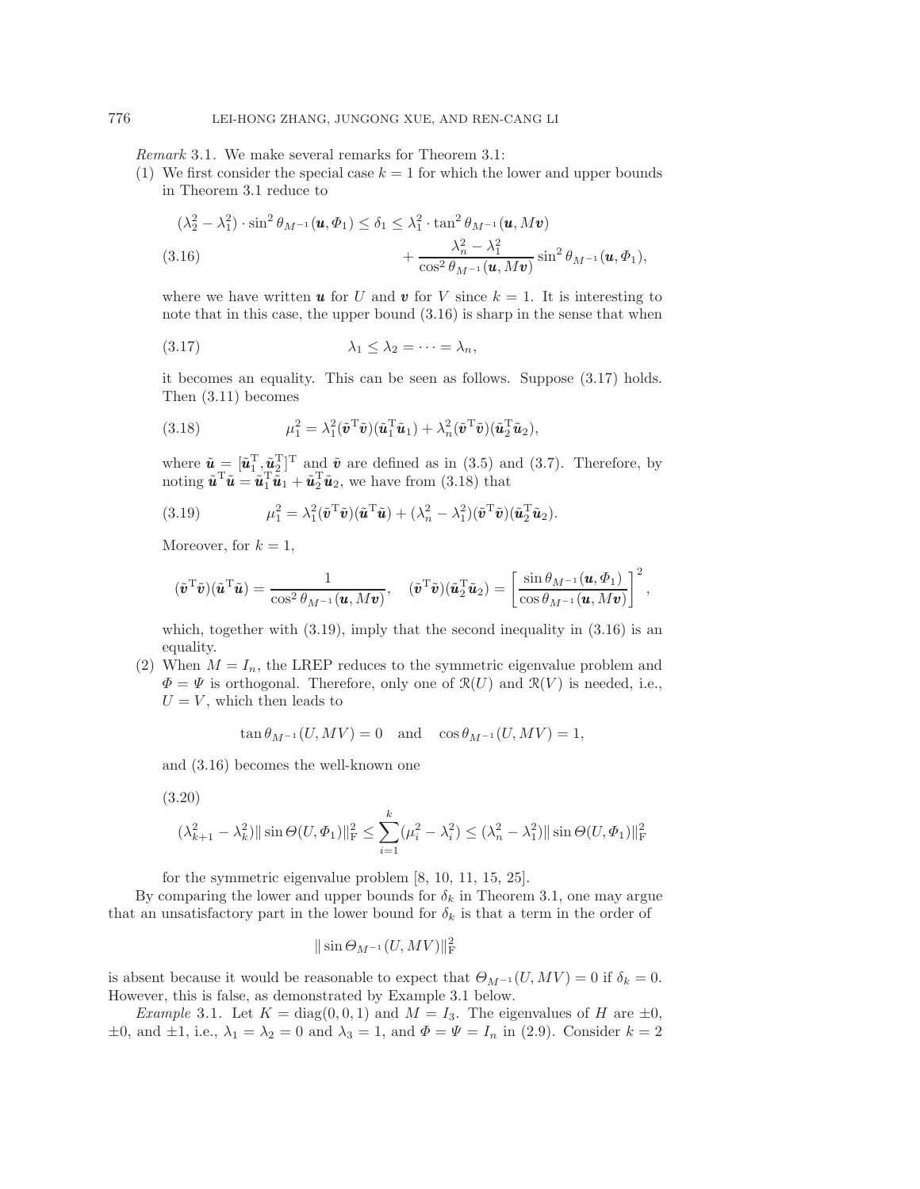*Remark* 3.1. We make several remarks for Theorem 3.1:

(1) We first consider the special case $k = 1$ for which the lower and upper bounds in Theorem 3.1 reduce to

$$
\begin{aligned}
(\lambda_2^2 - \lambda_1^2) \cdot \sin^2 \theta_{M^{-1}}(\boldsymbol{u}, \Phi_1) \le \delta_1 \le \lambda_1^2 \cdot \tan^2 \theta_{M^{-1}}(\boldsymbol{u}, M\boldsymbol{v}) \\
+ \frac{\lambda_n^2 - \lambda_1^2}{\cos^2 \theta_{M^{-1}}(\boldsymbol{u}, M\boldsymbol{v})} \sin^2 \theta_{M^{-1}}(\boldsymbol{u}, \Phi_1),
\end{aligned} \tag{3.16}
$$

where we have written $\boldsymbol{u}$ for $U$ and $\boldsymbol{v}$ for $V$ since $k = 1$. It is interesting to note that in this case, the upper bound (3.16) is sharp in the sense that when

$$
\lambda_1 \le \lambda_2 = \cdots = \lambda_n, \tag{3.17}
$$

it becomes an equality. This can be seen as follows. Suppose (3.17) holds. Then (3.11) becomes

$$
\mu_1^2 = \lambda_1^2 (\tilde{\boldsymbol{v}}^{\mathrm{T}} \tilde{\boldsymbol{v}})(\tilde{\boldsymbol{u}}_1^{\mathrm{T}} \tilde{\boldsymbol{u}}_1) + \lambda_n^2 (\tilde{\boldsymbol{v}}^{\mathrm{T}} \tilde{\boldsymbol{v}})(\tilde{\boldsymbol{u}}_2^{\mathrm{T}} \tilde{\boldsymbol{u}}_2), \tag{3.18}
$$

where $\tilde{\boldsymbol{u}} = [\tilde{\boldsymbol{u}}_1^{\mathrm{T}}, \tilde{\boldsymbol{u}}_2^{\mathrm{T}}]^{\mathrm{T}}$ and $\tilde{\boldsymbol{v}}$ are defined as in (3.5) and (3.7). Therefore, by noting $\tilde{\boldsymbol{u}}^{\mathrm{T}} \tilde{\boldsymbol{u}} = \tilde{\boldsymbol{u}}_1^{\mathrm{T}} \tilde{\boldsymbol{u}}_1 + \tilde{\boldsymbol{u}}_2^{\mathrm{T}} \tilde{\boldsymbol{u}}_2$, we have from (3.18) that

$$
\mu_1^2 = \lambda_1^2 (\tilde{\boldsymbol{v}}^{\mathrm{T}} \tilde{\boldsymbol{v}})(\tilde{\boldsymbol{u}}^{\mathrm{T}} \tilde{\boldsymbol{u}}) + (\lambda_n^2 - \lambda_1^2)(\tilde{\boldsymbol{v}}^{\mathrm{T}} \tilde{\boldsymbol{v}})(\tilde{\boldsymbol{u}}_2^{\mathrm{T}} \tilde{\boldsymbol{u}}_2). \tag{3.19}
$$

Moreover, for $k = 1$,

$$
(\tilde{\boldsymbol{v}}^{\mathrm{T}} \tilde{\boldsymbol{v}})(\tilde{\boldsymbol{u}}^{\mathrm{T}} \tilde{\boldsymbol{u}}) = \frac{1}{\cos^2 \theta_{M^{-1}}(\boldsymbol{u}, M\boldsymbol{v})}, \quad (\tilde{\boldsymbol{v}}^{\mathrm{T}} \tilde{\boldsymbol{v}})(\tilde{\boldsymbol{u}}_2^{\mathrm{T}} \tilde{\boldsymbol{u}}_2) = \left[ \frac{\sin \theta_{M^{-1}}(\boldsymbol{u}, \Phi_1)}{\cos \theta_{M^{-1}}(\boldsymbol{u}, M\boldsymbol{v})} \right]^2,
$$

which, together with (3.19), imply that the second inequality in (3.16) is an equality.

(2) When $M = I_n$, the LREP reduces to the symmetric eigenvalue problem and $\Phi = \Psi$ is orthogonal. Therefore, only one of $\mathcal{R}(U)$ and $\mathcal{R}(V)$ is needed, i.e., $U = V$, which then leads to

$$
\tan \theta_{M^{-1}}(U, MV) = 0 \quad \text{and} \quad \cos \theta_{M^{-1}}(U, MV) = 1,
$$

and (3.16) becomes the well-known one

$$
(\lambda_{k+1}^2 - \lambda_k^2) \| \sin \Theta(U, \Phi_1) \|_{\mathrm{F}}^2 \le \sum_{i=1}^{k} (\mu_i^2 - \lambda_i^2) \le (\lambda_n^2 - \lambda_1^2) \| \sin \Theta(U, \Phi_1) \|_{\mathrm{F}}^2 \tag{3.20}
$$

for the symmetric eigenvalue problem [8, 10, 11, 15, 25].

By comparing the lower and upper bounds for $\delta_k$ in Theorem 3.1, one may argue that an unsatisfactory part in the lower bound for $\delta_k$ is that a term in the order of

$$
\| \sin \Theta_{M^{-1}}(U, MV) \|_{\mathrm{F}}^2
$$

is absent because it would be reasonable to expect that $\Theta_{M^{-1}}(U, MV) = 0$ if $\delta_k = 0$. However, this is false, as demonstrated by Example 3.1 below.

*Example* 3.1. Let $K = \operatorname{diag}(0, 0, 1)$ and $M = I_3$. The eigenvalues of $H$ are $\pm 0$, $\pm 0$, and $\pm 1$, i.e., $\lambda_1 = \lambda_2 = 0$ and $\lambda_3 = 1$, and $\Phi = \Psi = I_n$ in (2.9). Consider $k = 2$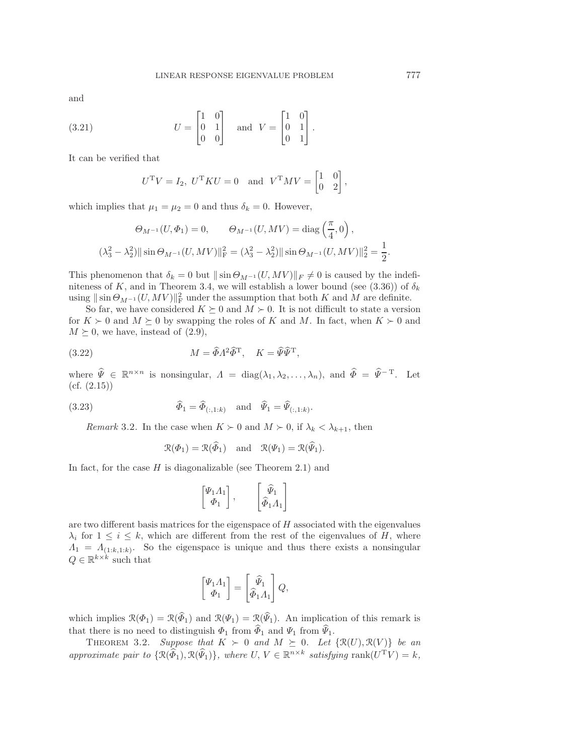and

$$
U = \begin{bmatrix} 1 & 0 \\ 0 & 1 \\ 0 & 0 \end{bmatrix} \quad \text{and} \quad V = \begin{bmatrix} 1 & 0 \\ 0 & 1 \\ 0 & 1 \end{bmatrix}. \tag{3.21}
$$

It can be verified that

$$
U^{\mathrm{T}}V = I_2, \ U^{\mathrm{T}}KU = 0 \quad \text{and} \quad V^{\mathrm{T}}MV = \begin{bmatrix} 1 & 0 \\ 0 & 2 \end{bmatrix},
$$

which implies that $\mu_1 = \mu_2 = 0$ and thus $\delta_k = 0$. However,

$$
\Theta_{M^{-1}}(U, \Phi_1) = 0, \qquad \Theta_{M^{-1}}(U, MV) = \operatorname{diag}\left(\frac{\pi}{4}, 0\right),
$$

$$
(\lambda_3^2 - \lambda_2^2)\|\sin\Theta_{M^{-1}}(U, MV)\|_{\mathrm{F}}^2 = (\lambda_3^2 - \lambda_2^2)\|\sin\Theta_{M^{-1}}(U, MV)\|_2^2 = \frac{1}{2}.
$$

This phenomenon that $\delta_k = 0$ but $\|\sin\Theta_{M^{-1}}(U, MV)\|_F \neq 0$ is caused by the indefiniteness of $K$, and in Theorem 3.4, we will establish a lower bound (see (3.36)) of $\delta_k$ using $\|\sin\Theta_{M^{-1}}(U, MV)\|_{\mathrm{F}}^2$ under the assumption that both $K$ and $M$ are definite.

So far, we have considered $K \succeq 0$ and $M \succ 0$. It is not difficult to state a version for $K \succ 0$ and $M \succeq 0$ by swapping the roles of $K$ and $M$. In fact, when $K \succ 0$ and $M \succeq 0$, we have, instead of (2.9),

$$
M = \widehat{\Phi}\Lambda^2\widehat{\Phi}^{\mathrm{T}}, \quad K = \widehat{\Psi}\widehat{\Psi}^{\mathrm{T}}, \tag{3.22}
$$

where $\widehat{\Psi} \in \mathbb{R}^{n\times n}$ is nonsingular, $\Lambda = \operatorname{diag}(\lambda_1, \lambda_2, \ldots, \lambda_n)$, and $\widehat{\Phi} = \widehat{\Psi}^{-\mathrm{T}}$. Let (cf. (2.15))

$$
\widehat{\Phi}_1 = \widehat{\Phi}_{(:,1:k)} \quad \text{and} \quad \widehat{\Psi}_1 = \widehat{\Psi}_{(:,1:k)}. \tag{3.23}
$$

*Remark* 3.2. In the case when $K \succ 0$ and $M \succ 0$, if $\lambda_k < \lambda_{k+1}$, then

$$
\mathcal{R}(\Phi_1) = \mathcal{R}(\widehat{\Phi}_1) \quad \text{and} \quad \mathcal{R}(\Psi_1) = \mathcal{R}(\widehat{\Psi}_1).
$$

In fact, for the case $H$ is diagonalizable (see Theorem 2.1) and

$$
\begin{bmatrix} \Psi_1\Lambda_1 \\ \Phi_1 \end{bmatrix}, \qquad \begin{bmatrix} \widehat{\Psi}_1 \\ \widehat{\Phi}_1\Lambda_1 \end{bmatrix}
$$

are two different basis matrices for the eigenspace of $H$ associated with the eigenvalues $\lambda_i$ for $1 \le i \le k$, which are different from the rest of the eigenvalues of $H$, where $\Lambda_1 = \Lambda_{(1:k,1:k)}$. So the eigenspace is unique and thus there exists a nonsingular $Q \in \mathbb{R}^{k\times k}$ such that

$$
\begin{bmatrix} \Psi_1\Lambda_1 \\ \Phi_1 \end{bmatrix} = \begin{bmatrix} \widehat{\Psi}_1 \\ \widehat{\Phi}_1\Lambda_1 \end{bmatrix} Q,
$$

which implies $\mathcal{R}(\Phi_1) = \mathcal{R}(\widehat{\Phi}_1)$ and $\mathcal{R}(\Psi_1) = \mathcal{R}(\widehat{\Psi}_1)$. An implication of this remark is that there is no need to distinguish $\Phi_1$ from $\widehat{\Phi}_1$ and $\Psi_1$ from $\widehat{\Psi}_1$.

THEOREM 3.2. *Suppose that $K \succ 0$ and $M \succeq 0$. Let $\{\mathcal{R}(U), \mathcal{R}(V)\}$ be an approximate pair to $\{\mathcal{R}(\widehat{\Phi}_1), \mathcal{R}(\widehat{\Psi}_1)\}$, where $U, V \in \mathbb{R}^{n\times k}$ satisfying* $\operatorname{rank}(U^{\mathrm{T}}V) = k$,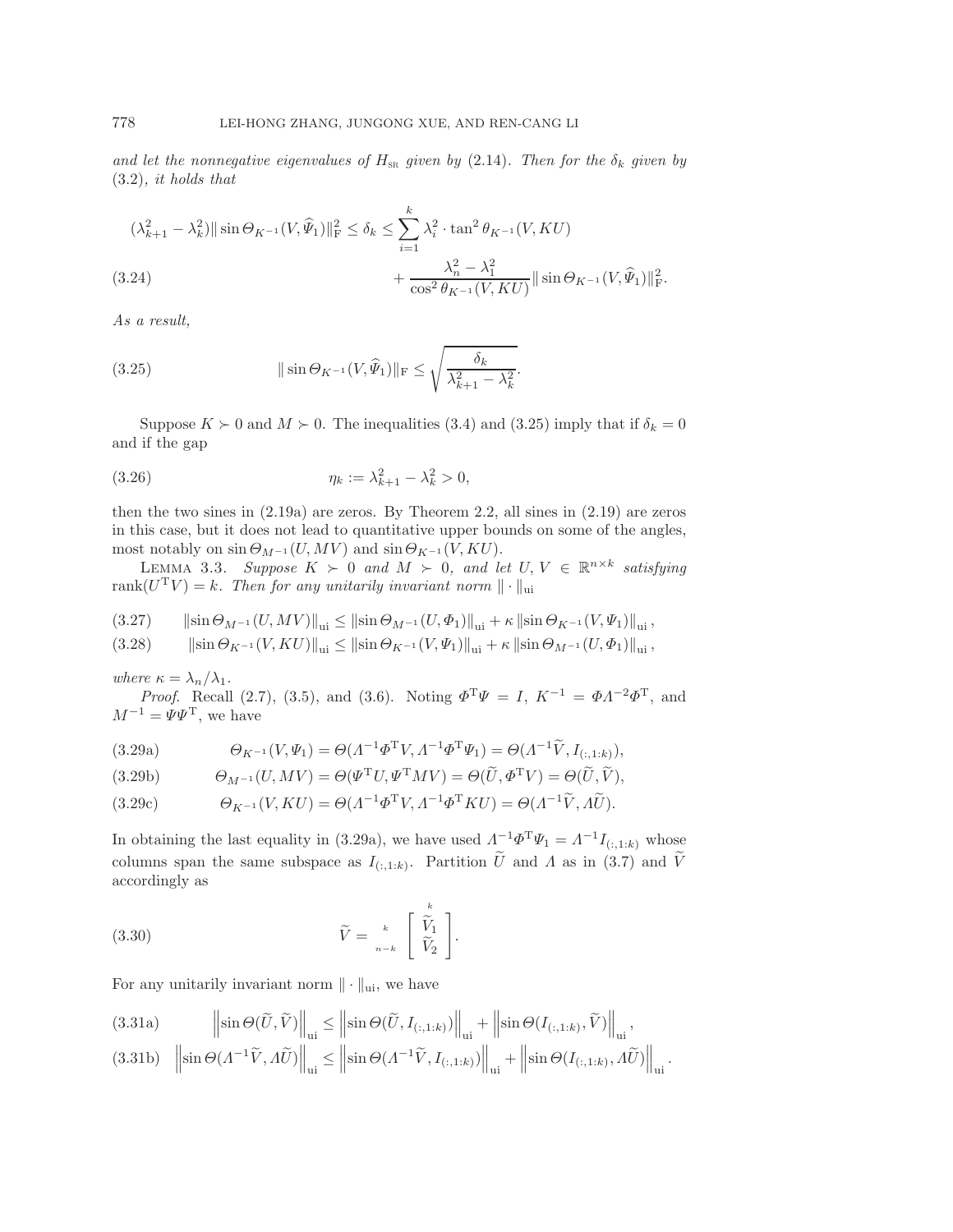*and let the nonnegative eigenvalues of $H_{\rm SR}$ given by* (2.14)*. Then for the $\delta_k$ given by* (3.2)*, it holds that*

$$
\begin{aligned}
(\lambda_{k+1}^2 - \lambda_k^2)\|\sin\Theta_{K^{-1}}(V,\widehat{\Psi}_1)\|_{\rm F}^2 \le \delta_k \le \sum_{i=1}^{k} \lambda_i^2 \cdot \tan^2\theta_{K^{-1}}(V,KU) \\
+ \frac{\lambda_n^2 - \lambda_1^2}{\cos^2\theta_{K^{-1}}(V,KU)}\|\sin\Theta_{K^{-1}}(V,\widehat{\Psi}_1)\|_{\rm F}^2.
\end{aligned}
\tag{3.24}
$$

*As a result,*

$$
\|\sin\Theta_{K^{-1}}(V,\widehat{\Psi}_1)\|_{\rm F} \le \sqrt{\frac{\delta_k}{\lambda_{k+1}^2 - \lambda_k^2}}.
\tag{3.25}
$$

Suppose $K \succ 0$ and $M \succ 0$. The inequalities (3.4) and (3.25) imply that if $\delta_k = 0$ and if the gap

$$
\eta_k := \lambda_{k+1}^2 - \lambda_k^2 > 0,
\tag{3.26}
$$

then the two sines in (2.19a) are zeros. By Theorem 2.2, all sines in (2.19) are zeros in this case, but it does not lead to quantitative upper bounds on some of the angles, most notably on $\sin\Theta_{M^{-1}}(U,MV)$ and $\sin\Theta_{K^{-1}}(V,KU)$.

Lemma 3.3. *Suppose $K \succ 0$ and $M \succ 0$, and let $U, V \in \mathbb{R}^{n\times k}$ satisfying $\operatorname{rank}(U^{\rm T}V) = k$. Then for any unitarily invariant norm $\|\cdot\|_{\rm ui}$*

$$
\|\sin\Theta_{M^{-1}}(U,MV)\|_{\rm ui} \le \|\sin\Theta_{M^{-1}}(U,\Phi_1)\|_{\rm ui} + \kappa\,\|\sin\Theta_{K^{-1}}(V,\Psi_1)\|_{\rm ui}\,,
\tag{3.27}
$$

$$
\|\sin\Theta_{K^{-1}}(V,KU)\|_{\rm ui} \le \|\sin\Theta_{K^{-1}}(V,\Psi_1)\|_{\rm ui} + \kappa\,\|\sin\Theta_{M^{-1}}(U,\Phi_1)\|_{\rm ui}\,,
\tag{3.28}
$$

*where $\kappa = \lambda_n/\lambda_1$.*

*Proof.* Recall (2.7), (3.5), and (3.6). Noting $\Phi^{\rm T}\Psi = I$, $K^{-1} = \Phi\Lambda^{-2}\Phi^{\rm T}$, and $M^{-1} = \Psi\Psi^{\rm T}$, we have

$$
\Theta_{K^{-1}}(V,\Psi_1) = \Theta(\Lambda^{-1}\Phi^{\rm T}V, \Lambda^{-1}\Phi^{\rm T}\Psi_1) = \Theta(\Lambda^{-1}\widetilde{V}, I_{(:,1:k)}),
\tag{3.29a}
$$

$$
\Theta_{M^{-1}}(U,MV) = \Theta(\Psi^{\rm T}U, \Psi^{\rm T}MV) = \Theta(\widetilde{U}, \Phi^{\rm T}V) = \Theta(\widetilde{U}, \widetilde{V}),
\tag{3.29b}
$$

$$
\Theta_{K^{-1}}(V,KU) = \Theta(\Lambda^{-1}\Phi^{\rm T}V, \Lambda^{-1}\Phi^{\rm T}KU) = \Theta(\Lambda^{-1}\widetilde{V}, \Lambda\widetilde{U}).
\tag{3.29c}
$$

In obtaining the last equality in (3.29a), we have used $\Lambda^{-1}\Phi^{\rm T}\Psi_1 = \Lambda^{-1}I_{(:,1:k)}$ whose columns span the same subspace as $I_{(:,1:k)}$. Partition $\widetilde{U}$ and $\Lambda$ as in (3.7) and $\widetilde{V}$ accordingly as

$$
\widetilde{V} = \begin{array}{c} {\scriptstyle k} \\ {\scriptstyle n-k} \end{array}\!\!\overset{\scriptstyle k}{\begin{bmatrix} \widetilde{V}_1 \\ \widetilde{V}_2 \end{bmatrix}}.
\tag{3.30}
$$

For any unitarily invariant norm $\|\cdot\|_{\rm ui}$, we have

$$
\left\|\sin\Theta(\widetilde{U},\widetilde{V})\right\|_{\rm ui} \le \left\|\sin\Theta(\widetilde{U}, I_{(:,1:k)})\right\|_{\rm ui} + \left\|\sin\Theta(I_{(:,1:k)}, \widetilde{V})\right\|_{\rm ui},
\tag{3.31a}
$$

$$
\left\|\sin\Theta(\Lambda^{-1}\widetilde{V},\Lambda\widetilde{U})\right\|_{\rm ui} \le \left\|\sin\Theta(\Lambda^{-1}\widetilde{V}, I_{(:,1:k)})\right\|_{\rm ui} + \left\|\sin\Theta(I_{(:,1:k)}, \Lambda\widetilde{U})\right\|_{\rm ui}.
\tag{3.31b}
$$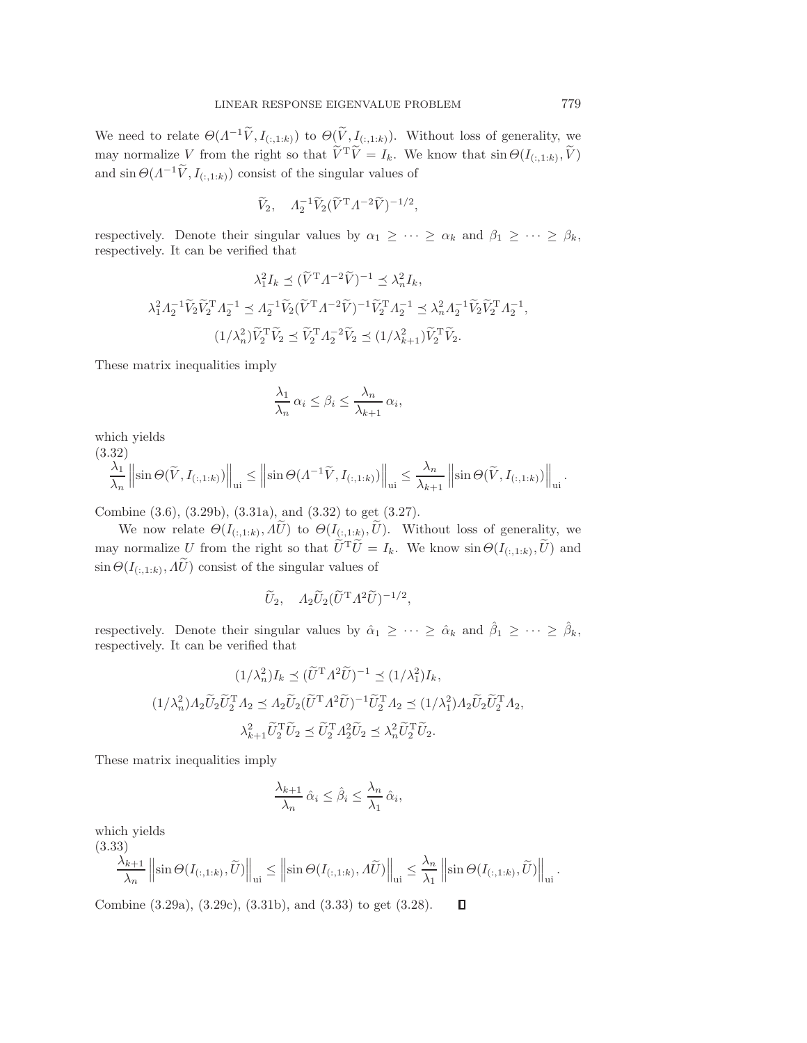We need to relate $\Theta(\Lambda^{-1}\widetilde{V}, I_{(:,1:k)})$ to $\Theta(\widetilde{V}, I_{(:,1:k)})$. Without loss of generality, we may normalize $V$ from the right so that $\widetilde{V}^{\mathrm{T}}\widetilde{V} = I_k$. We know that $\sin\Theta(I_{(:,1:k)}, \widetilde{V})$ and $\sin\Theta(\Lambda^{-1}\widetilde{V}, I_{(:,1:k)})$ consist of the singular values of

$$\widetilde{V}_2, \quad \Lambda_2^{-1}\widetilde{V}_2(\widetilde{V}^{\mathrm{T}}\Lambda^{-2}\widetilde{V})^{-1/2},$$

respectively. Denote their singular values by $\alpha_1 \geq \cdots \geq \alpha_k$ and $\beta_1 \geq \cdots \geq \beta_k$, respectively. It can be verified that

$$\lambda_1^2 I_k \preceq (\widetilde{V}^{\mathrm{T}}\Lambda^{-2}\widetilde{V})^{-1} \preceq \lambda_n^2 I_k,$$

$$\lambda_1^2 \Lambda_2^{-1}\widetilde{V}_2\widetilde{V}_2^{\mathrm{T}}\Lambda_2^{-1} \preceq \Lambda_2^{-1}\widetilde{V}_2(\widetilde{V}^{\mathrm{T}}\Lambda^{-2}\widetilde{V})^{-1}\widetilde{V}_2^{\mathrm{T}}\Lambda_2^{-1} \preceq \lambda_n^2 \Lambda_2^{-1}\widetilde{V}_2\widetilde{V}_2^{\mathrm{T}}\Lambda_2^{-1},$$

$$(1/\lambda_n^2)\widetilde{V}_2^{\mathrm{T}}\widetilde{V}_2 \preceq \widetilde{V}_2^{\mathrm{T}}\Lambda_2^{-2}\widetilde{V}_2 \preceq (1/\lambda_{k+1}^2)\widetilde{V}_2^{\mathrm{T}}\widetilde{V}_2.$$

These matrix inequalities imply

$$\frac{\lambda_1}{\lambda_n}\,\alpha_i \leq \beta_i \leq \frac{\lambda_n}{\lambda_{k+1}}\,\alpha_i,$$

which yields

$$\frac{\lambda_1}{\lambda_n}\left\|\sin\Theta(\widetilde{V}, I_{(:,1:k)})\right\|_{\mathrm{ui}} \leq \left\|\sin\Theta(\Lambda^{-1}\widetilde{V}, I_{(:,1:k)})\right\|_{\mathrm{ui}} \leq \frac{\lambda_n}{\lambda_{k+1}}\left\|\sin\Theta(\widetilde{V}, I_{(:,1:k)})\right\|_{\mathrm{ui}}. \tag{3.32}$$

Combine (3.6), (3.29b), (3.31a), and (3.32) to get (3.27).

We now relate $\Theta(I_{(:,1:k)}, \Lambda\widetilde{U})$ to $\Theta(I_{(:,1:k)}, \widetilde{U})$. Without loss of generality, we may normalize $U$ from the right so that $\widetilde{U}^{\mathrm{T}}\widetilde{U} = I_k$. We know $\sin\Theta(I_{(:,1:k)}, \widetilde{U})$ and $\sin\Theta(I_{(:,1:k)}, \Lambda\widetilde{U})$ consist of the singular values of

$$\widetilde{U}_2, \quad \Lambda_2\widetilde{U}_2(\widetilde{U}^{\mathrm{T}}\Lambda^2\widetilde{U})^{-1/2},$$

respectively. Denote their singular values by $\hat{\alpha}_1 \geq \cdots \geq \hat{\alpha}_k$ and $\hat{\beta}_1 \geq \cdots \geq \hat{\beta}_k$, respectively. It can be verified that

$$(1/\lambda_n^2)I_k \preceq (\widetilde{U}^{\mathrm{T}}\Lambda^2\widetilde{U})^{-1} \preceq (1/\lambda_1^2)I_k,$$

$$(1/\lambda_n^2)\Lambda_2\widetilde{U}_2\widetilde{U}_2^{\mathrm{T}}\Lambda_2 \preceq \Lambda_2\widetilde{U}_2(\widetilde{U}^{\mathrm{T}}\Lambda^2\widetilde{U})^{-1}\widetilde{U}_2^{\mathrm{T}}\Lambda_2 \preceq (1/\lambda_1^2)\Lambda_2\widetilde{U}_2\widetilde{U}_2^{\mathrm{T}}\Lambda_2,$$

$$\lambda_{k+1}^2\widetilde{U}_2^{\mathrm{T}}\widetilde{U}_2 \preceq \widetilde{U}_2^{\mathrm{T}}\Lambda_2^2\widetilde{U}_2 \preceq \lambda_n^2\widetilde{U}_2^{\mathrm{T}}\widetilde{U}_2.$$

These matrix inequalities imply

$$\frac{\lambda_{k+1}}{\lambda_n}\,\hat{\alpha}_i \leq \hat{\beta}_i \leq \frac{\lambda_n}{\lambda_1}\,\hat{\alpha}_i,$$

which yields

$$\frac{\lambda_{k+1}}{\lambda_n}\left\|\sin\Theta(I_{(:,1:k)}, \widetilde{U})\right\|_{\mathrm{ui}} \leq \left\|\sin\Theta(I_{(:,1:k)}, \Lambda\widetilde{U})\right\|_{\mathrm{ui}} \leq \frac{\lambda_n}{\lambda_1}\left\|\sin\Theta(I_{(:,1:k)}, \widetilde{U})\right\|_{\mathrm{ui}}. \tag{3.33}$$

Combine (3.29a), (3.29c), (3.31b), and (3.33) to get (3.28). $\square$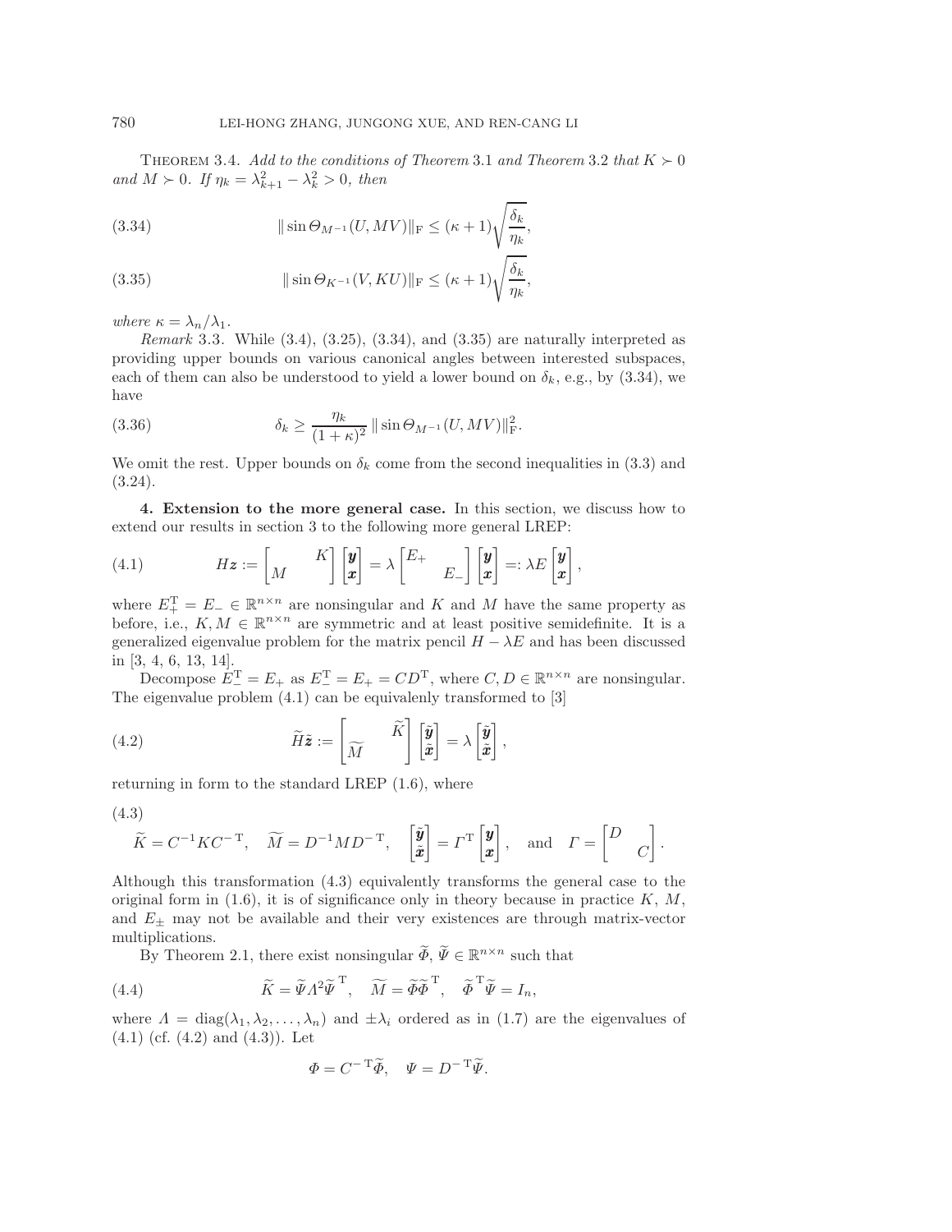THEOREM 3.4. *Add to the conditions of Theorem* 3.1 *and Theorem* 3.2 *that* $K \succ 0$ *and* $M \succ 0$. *If* $\eta_k = \lambda_{k+1}^2 - \lambda_k^2 > 0$, *then*

$$\|\sin \Theta_{M^{-1}}(U, MV)\|_{\mathrm{F}} \le (\kappa + 1)\sqrt{\frac{\delta_k}{\eta_k}}, \tag{3.34}$$

$$\|\sin \Theta_{K^{-1}}(V, KU)\|_{\mathrm{F}} \le (\kappa + 1)\sqrt{\frac{\delta_k}{\eta_k}}, \tag{3.35}$$

*where* $\kappa = \lambda_n/\lambda_1$.

*Remark* 3.3. While (3.4), (3.25), (3.34), and (3.35) are naturally interpreted as providing upper bounds on various canonical angles between interested subspaces, each of them can also be understood to yield a lower bound on $\delta_k$, e.g., by (3.34), we have

$$\delta_k \ge \frac{\eta_k}{(1+\kappa)^2}\|\sin \Theta_{M^{-1}}(U, MV)\|_{\mathrm{F}}^2. \tag{3.36}$$

We omit the rest. Upper bounds on $\delta_k$ come from the second inequalities in (3.3) and (3.24).

## 4. Extension to the more general case.

In this section, we discuss how to extend our results in section 3 to the following more general LREP:

$$H\boldsymbol{z} := \begin{bmatrix} & K \\ M & \end{bmatrix}\begin{bmatrix} \boldsymbol{y} \\ \boldsymbol{x} \end{bmatrix} = \lambda \begin{bmatrix} E_+ & \\ & E_- \end{bmatrix}\begin{bmatrix} \boldsymbol{y} \\ \boldsymbol{x} \end{bmatrix} =: \lambda E \begin{bmatrix} \boldsymbol{y} \\ \boldsymbol{x} \end{bmatrix}, \tag{4.1}$$

where $E_+^{\mathrm{T}} = E_- \in \mathbb{R}^{n\times n}$ are nonsingular and $K$ and $M$ have the same property as before, i.e., $K, M \in \mathbb{R}^{n\times n}$ are symmetric and at least positive semidefinite. It is a generalized eigenvalue problem for the matrix pencil $H - \lambda E$ and has been discussed in [3, 4, 6, 13, 14].

Decompose $E_-^{\mathrm{T}} = E_+$ as $E_-^{\mathrm{T}} = E_+ = CD^{\mathrm{T}}$, where $C, D \in \mathbb{R}^{n\times n}$ are nonsingular. The eigenvalue problem (4.1) can be equivalenly transformed to [3]

$$\widetilde{H}\tilde{\boldsymbol{z}} := \begin{bmatrix} & \widetilde{K} \\ \widetilde{M} & \end{bmatrix}\begin{bmatrix} \tilde{\boldsymbol{y}} \\ \tilde{\boldsymbol{x}} \end{bmatrix} = \lambda \begin{bmatrix} \tilde{\boldsymbol{y}} \\ \tilde{\boldsymbol{x}} \end{bmatrix}, \tag{4.2}$$

returning in form to the standard LREP (1.6), where

$$\widetilde{K} = C^{-1}KC^{-\mathrm{T}}, \quad \widetilde{M} = D^{-1}MD^{-\mathrm{T}}, \quad \begin{bmatrix} \tilde{\boldsymbol{y}} \\ \tilde{\boldsymbol{x}} \end{bmatrix} = \Gamma^{\mathrm{T}}\begin{bmatrix} \boldsymbol{y} \\ \boldsymbol{x} \end{bmatrix}, \quad \text{and} \quad \Gamma = \begin{bmatrix} D & \\ & C \end{bmatrix}. \tag{4.3}$$

Although this transformation (4.3) equivalently transforms the general case to the original form in (1.6), it is of significance only in theory because in practice $K$, $M$, and $E_\pm$ may not be available and their very existences are through matrix-vector multiplications.

By Theorem 2.1, there exist nonsingular $\widetilde{\Phi}, \widetilde{\Psi} \in \mathbb{R}^{n\times n}$ such that

$$\widetilde{K} = \widetilde{\Psi}\Lambda^2\widetilde{\Psi}^{\mathrm{T}}, \quad \widetilde{M} = \widetilde{\Phi}\widetilde{\Phi}^{\mathrm{T}}, \quad \widetilde{\Phi}^{\mathrm{T}}\widetilde{\Psi} = I_n, \tag{4.4}$$

where $\Lambda = \mathrm{diag}(\lambda_1, \lambda_2, \ldots, \lambda_n)$ and $\pm\lambda_i$ ordered as in (1.7) are the eigenvalues of (4.1) (cf. (4.2) and (4.3)). Let

$$\Phi = C^{-\mathrm{T}}\widetilde{\Phi}, \quad \Psi = D^{-\mathrm{T}}\widetilde{\Psi}.$$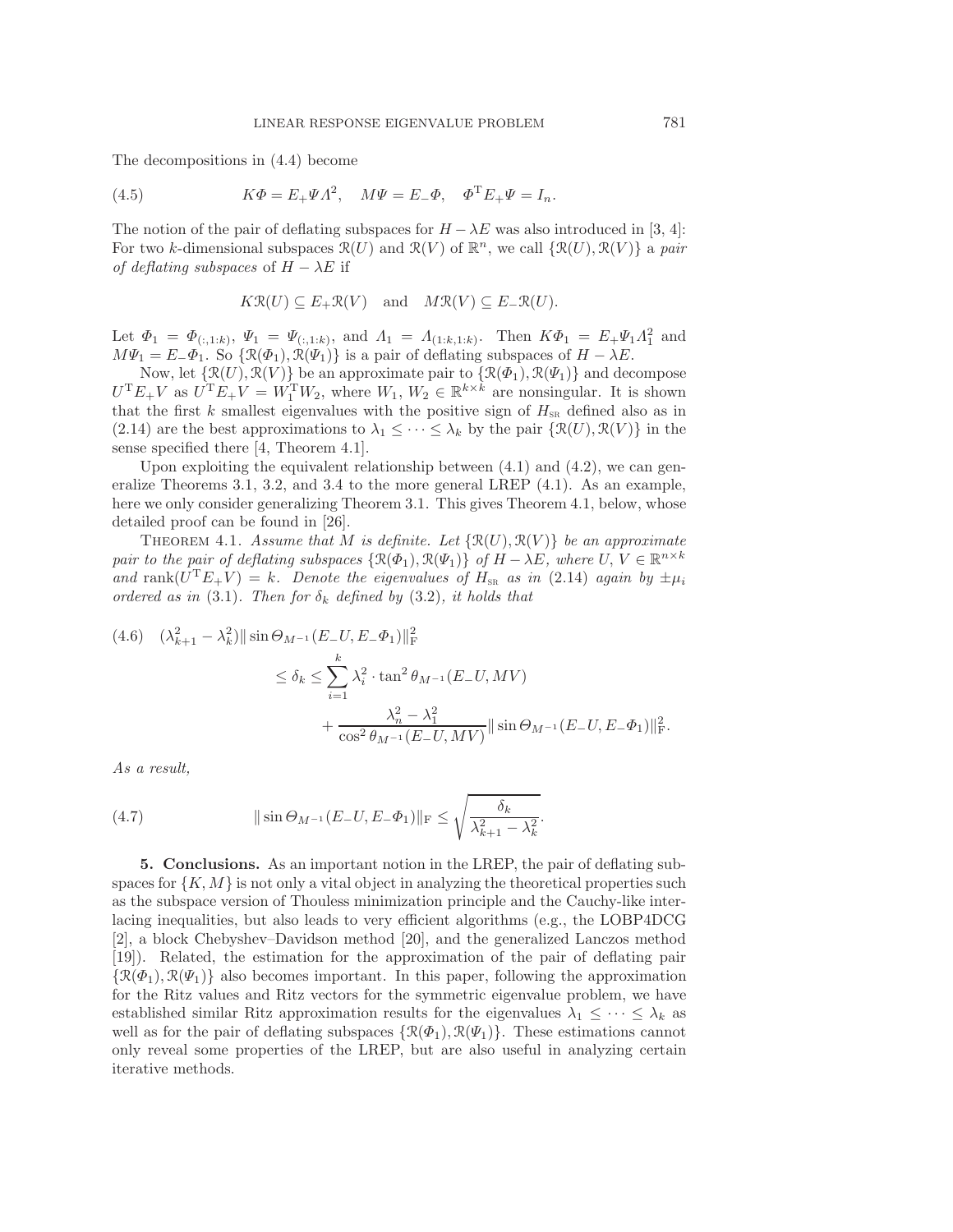The decompositions in (4.4) become

$$K\Phi = E_+\Psi\Lambda^2, \quad M\Psi = E_-\Phi, \quad \Phi^{\mathrm{T}}E_+\Psi = I_n. \tag{4.5}$$

The notion of the pair of deflating subspaces for $H - \lambda E$ was also introduced in [3, 4]: For two $k$-dimensional subspaces $\mathcal{R}(U)$ and $\mathcal{R}(V)$ of $\mathbb{R}^n$, we call $\{\mathcal{R}(U), \mathcal{R}(V)\}$ a *pair of deflating subspaces* of $H - \lambda E$ if

$$K\mathcal{R}(U) \subseteq E_+\mathcal{R}(V) \quad \text{and} \quad M\mathcal{R}(V) \subseteq E_-\mathcal{R}(U).$$

Let $\Phi_1 = \Phi_{(:,1:k)}$, $\Psi_1 = \Psi_{(:,1:k)}$, and $\Lambda_1 = \Lambda_{(1:k,1:k)}$. Then $K\Phi_1 = E_+\Psi_1\Lambda_1^2$ and $M\Psi_1 = E_-\Phi_1$. So $\{\mathcal{R}(\Phi_1), \mathcal{R}(\Psi_1)\}$ is a pair of deflating subspaces of $H - \lambda E$.

Now, let $\{\mathcal{R}(U), \mathcal{R}(V)\}$ be an approximate pair to $\{\mathcal{R}(\Phi_1), \mathcal{R}(\Psi_1)\}$ and decompose $U^{\mathrm{T}}E_+V$ as $U^{\mathrm{T}}E_+V = W_1^{\mathrm{T}}W_2$, where $W_1, W_2 \in \mathbb{R}^{k\times k}$ are nonsingular. It is shown that the first $k$ smallest eigenvalues with the positive sign of $H_{\rm SR}$ defined also as in (2.14) are the best approximations to $\lambda_1 \leq \cdots \leq \lambda_k$ by the pair $\{\mathcal{R}(U), \mathcal{R}(V)\}$ in the sense specified there [4, Theorem 4.1].

Upon exploiting the equivalent relationship between (4.1) and (4.2), we can generalize Theorems 3.1, 3.2, and 3.4 to the more general LREP (4.1). As an example, here we only consider generalizing Theorem 3.1. This gives Theorem 4.1, below, whose detailed proof can be found in [26].

THEOREM 4.1. *Assume that $M$ is definite. Let $\{\mathcal{R}(U), \mathcal{R}(V)\}$ be an approximate pair to the pair of deflating subspaces $\{\mathcal{R}(\Phi_1), \mathcal{R}(\Psi_1)\}$ of $H - \lambda E$, where $U, V \in \mathbb{R}^{n\times k}$ and $\operatorname{rank}(U^{\mathrm{T}}E_+V) = k$. Denote the eigenvalues of $H_{\rm SR}$ as in (2.14) again by $\pm\mu_i$ ordered as in (3.1). Then for $\delta_k$ defined by (3.2), it holds that*

$$\begin{aligned}(\lambda_{k+1}^2 - \lambda_k^2)\|\sin\Theta_{M^{-1}}(E_-U, E_-\Phi_1)\|_{\mathrm{F}}^2 &\\ \leq \delta_k \leq \sum_{i=1}^{k}\lambda_i^2 \cdot \tan^2\theta_{M^{-1}}(E_-U, MV)&\\ + \frac{\lambda_n^2 - \lambda_1^2}{\cos^2\theta_{M^{-1}}(E_-U, MV)}\|\sin\Theta_{M^{-1}}(E_-U, E_-\Phi_1)\|_{\mathrm{F}}^2&.\end{aligned} \tag{4.6}$$

*As a result,*

$$\|\sin\Theta_{M^{-1}}(E_-U, E_-\Phi_1)\|_{\mathrm{F}} \leq \sqrt{\frac{\delta_k}{\lambda_{k+1}^2 - \lambda_k^2}}. \tag{4.7}$$

**5. Conclusions.** As an important notion in the LREP, the pair of deflating subspaces for $\{K, M\}$ is not only a vital object in analyzing the theoretical properties such as the subspace version of Thouless minimization principle and the Cauchy-like interlacing inequalities, but also leads to very efficient algorithms (e.g., the LOBP4DCG [2], a block Chebyshev–Davidson method [20], and the generalized Lanczos method [19]). Related, the estimation for the approximation of the pair of deflating pair $\{\mathcal{R}(\Phi_1), \mathcal{R}(\Psi_1)\}$ also becomes important. In this paper, following the approximation for the Ritz values and Ritz vectors for the symmetric eigenvalue problem, we have established similar Ritz approximation results for the eigenvalues $\lambda_1 \leq \cdots \leq \lambda_k$ as well as for the pair of deflating subspaces $\{\mathcal{R}(\Phi_1), \mathcal{R}(\Psi_1)\}$. These estimations cannot only reveal some properties of the LREP, but are also useful in analyzing certain iterative methods.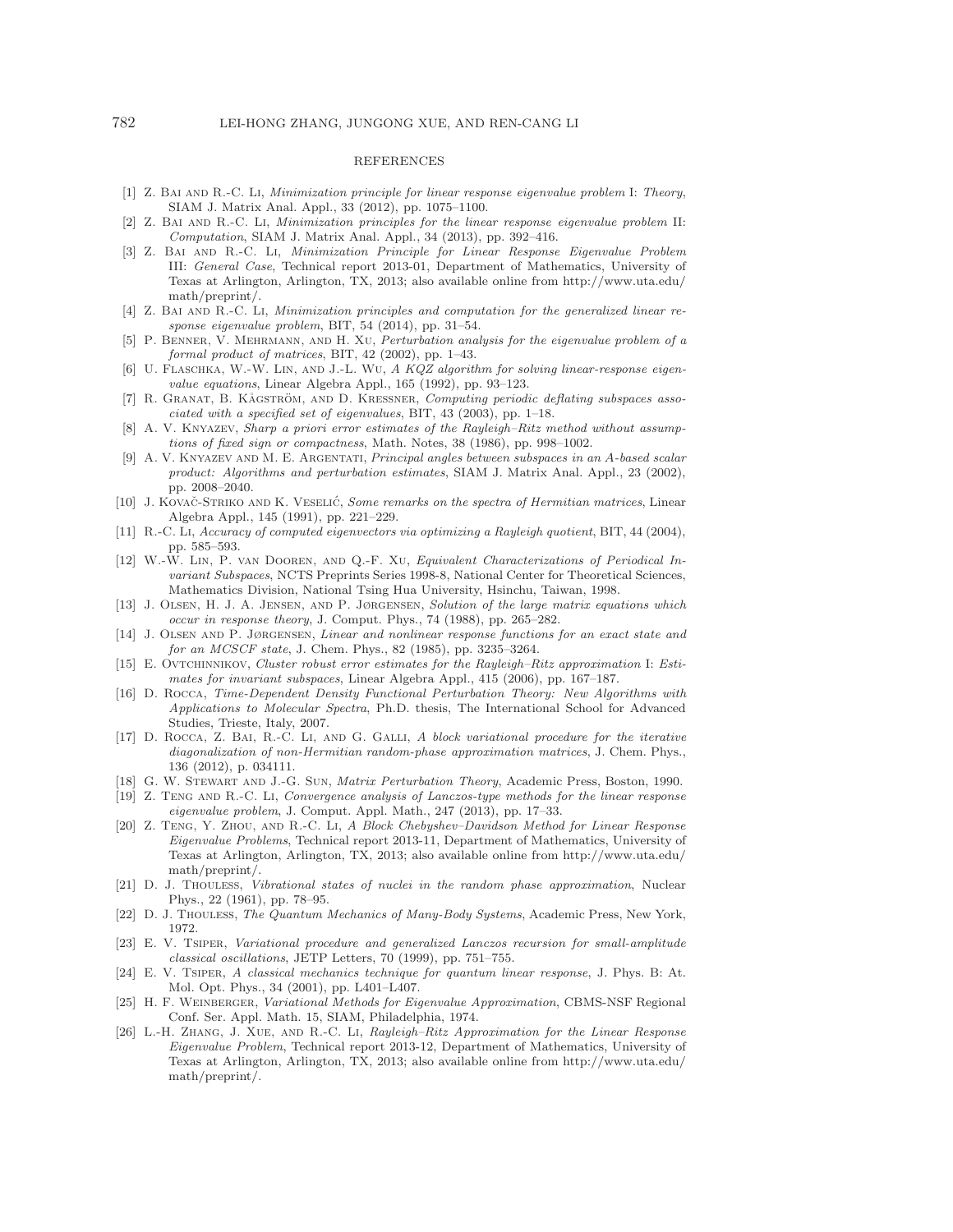## REFERENCES

[1] Z. Bai and R.-C. Li, *Minimization principle for linear response eigenvalue problem* I: *Theory*, SIAM J. Matrix Anal. Appl., 33 (2012), pp. 1075–1100.

[2] Z. Bai and R.-C. Li, *Minimization principles for the linear response eigenvalue problem* II: *Computation*, SIAM J. Matrix Anal. Appl., 34 (2013), pp. 392–416.

[3] Z. Bai and R.-C. Li, *Minimization Principle for Linear Response Eigenvalue Problem* III: *General Case*, Technical report 2013-01, Department of Mathematics, University of Texas at Arlington, Arlington, TX, 2013; also available online from http://www.uta.edu/math/preprint/.

[4] Z. Bai and R.-C. Li, *Minimization principles and computation for the generalized linear response eigenvalue problem*, BIT, 54 (2014), pp. 31–54.

[5] P. Benner, V. Mehrmann, and H. Xu, *Perturbation analysis for the eigenvalue problem of a formal product of matrices*, BIT, 42 (2002), pp. 1–43.

[6] U. Flaschka, W.-W. Lin, and J.-L. Wu, *A KQZ algorithm for solving linear-response eigenvalue equations*, Linear Algebra Appl., 165 (1992), pp. 93–123.

[7] R. Granat, B. Kågström, and D. Kressner, *Computing periodic deflating subspaces associated with a specified set of eigenvalues*, BIT, 43 (2003), pp. 1–18.

[8] A. V. Knyazev, *Sharp a priori error estimates of the Rayleigh–Ritz method without assumptions of fixed sign or compactness*, Math. Notes, 38 (1986), pp. 998–1002.

[9] A. V. Knyazev and M. E. Argentati, *Principal angles between subspaces in an A-based scalar product: Algorithms and perturbation estimates*, SIAM J. Matrix Anal. Appl., 23 (2002), pp. 2008–2040.

[10] J. Kovač-Striko and K. Veselić, *Some remarks on the spectra of Hermitian matrices*, Linear Algebra Appl., 145 (1991), pp. 221–229.

[11] R.-C. Li, *Accuracy of computed eigenvectors via optimizing a Rayleigh quotient*, BIT, 44 (2004), pp. 585–593.

[12] W.-W. Lin, P. van Dooren, and Q.-F. Xu, *Equivalent Characterizations of Periodical Invariant Subspaces*, NCTS Preprints Series 1998-8, National Center for Theoretical Sciences, Mathematics Division, National Tsing Hua University, Hsinchu, Taiwan, 1998.

[13] J. Olsen, H. J. A. Jensen, and P. Jørgensen, *Solution of the large matrix equations which occur in response theory*, J. Comput. Phys., 74 (1988), pp. 265–282.

[14] J. Olsen and P. Jørgensen, *Linear and nonlinear response functions for an exact state and for an MCSCF state*, J. Chem. Phys., 82 (1985), pp. 3235–3264.

[15] E. Ovtchinnikov, *Cluster robust error estimates for the Rayleigh–Ritz approximation* I: *Estimates for invariant subspaces*, Linear Algebra Appl., 415 (2006), pp. 167–187.

[16] D. Rocca, *Time-Dependent Density Functional Perturbation Theory: New Algorithms with Applications to Molecular Spectra*, Ph.D. thesis, The International School for Advanced Studies, Trieste, Italy, 2007.

[17] D. Rocca, Z. Bai, R.-C. Li, and G. Galli, *A block variational procedure for the iterative diagonalization of non-Hermitian random-phase approximation matrices*, J. Chem. Phys., 136 (2012), p. 034111.

[18] G. W. Stewart and J.-G. Sun, *Matrix Perturbation Theory*, Academic Press, Boston, 1990.

[19] Z. Teng and R.-C. Li, *Convergence analysis of Lanczos-type methods for the linear response eigenvalue problem*, J. Comput. Appl. Math., 247 (2013), pp. 17–33.

[20] Z. Teng, Y. Zhou, and R.-C. Li, *A Block Chebyshev–Davidson Method for Linear Response Eigenvalue Problems*, Technical report 2013-11, Department of Mathematics, University of Texas at Arlington, Arlington, TX, 2013; also available online from http://www.uta.edu/math/preprint/.

[21] D. J. Thouless, *Vibrational states of nuclei in the random phase approximation*, Nuclear Phys., 22 (1961), pp. 78–95.

[22] D. J. Thouless, *The Quantum Mechanics of Many-Body Systems*, Academic Press, New York, 1972.

[23] E. V. Tsiper, *Variational procedure and generalized Lanczos recursion for small-amplitude classical oscillations*, JETP Letters, 70 (1999), pp. 751–755.

[24] E. V. Tsiper, *A classical mechanics technique for quantum linear response*, J. Phys. B: At. Mol. Opt. Phys., 34 (2001), pp. L401–L407.

[25] H. F. Weinberger, *Variational Methods for Eigenvalue Approximation*, CBMS-NSF Regional Conf. Ser. Appl. Math. 15, SIAM, Philadelphia, 1974.

[26] L.-H. Zhang, J. Xue, and R.-C. Li, *Rayleigh–Ritz Approximation for the Linear Response Eigenvalue Problem*, Technical report 2013-12, Department of Mathematics, University of Texas at Arlington, Arlington, TX, 2013; also available online from http://www.uta.edu/math/preprint/.